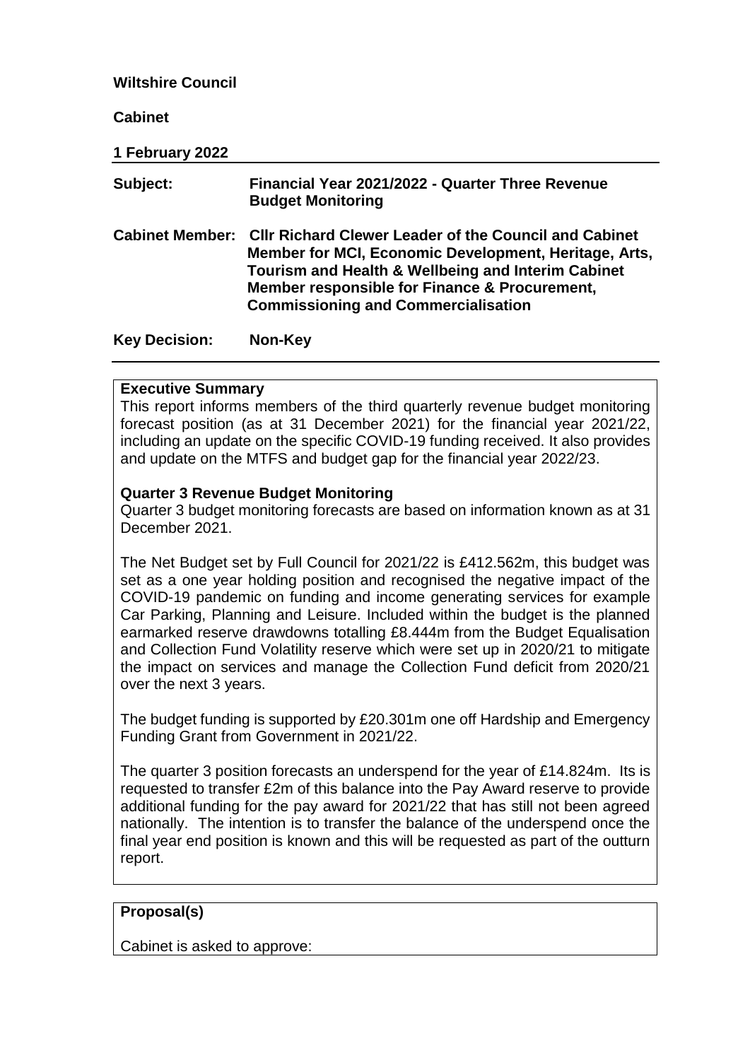**Wiltshire Council**

**Cabinet**

**1 February 2022**

| | |
|---|---|
| **Subject:** | **Financial Year 2021/2022 - Quarter Three Revenue Budget Monitoring** |
| **Cabinet Member:** | **Cllr Richard Clewer Leader of the Council and Cabinet Member for MCI, Economic Development, Heritage, Arts, Tourism and Health & Wellbeing and Interim Cabinet Member responsible for Finance & Procurement, Commissioning and Commercialisation** |
| **Key Decision:** | **Non-Key** |

**Executive Summary**

This report informs members of the third quarterly revenue budget monitoring forecast position (as at 31 December 2021) for the financial year 2021/22, including an update on the specific COVID-19 funding received. It also provides and update on the MTFS and budget gap for the financial year 2022/23.

**Quarter 3 Revenue Budget Monitoring**

Quarter 3 budget monitoring forecasts are based on information known as at 31 December 2021.

The Net Budget set by Full Council for 2021/22 is £412.562m, this budget was set as a one year holding position and recognised the negative impact of the COVID-19 pandemic on funding and income generating services for example Car Parking, Planning and Leisure. Included within the budget is the planned earmarked reserve drawdowns totalling £8.444m from the Budget Equalisation and Collection Fund Volatility reserve which were set up in 2020/21 to mitigate the impact on services and manage the Collection Fund deficit from 2020/21 over the next 3 years.

The budget funding is supported by £20.301m one off Hardship and Emergency Funding Grant from Government in 2021/22.

The quarter 3 position forecasts an underspend for the year of £14.824m. Its is requested to transfer £2m of this balance into the Pay Award reserve to provide additional funding for the pay award for 2021/22 that has still not been agreed nationally. The intention is to transfer the balance of the underspend once the final year end position is known and this will be requested as part of the outturn report.

**Proposal(s)**

Cabinet is asked to approve: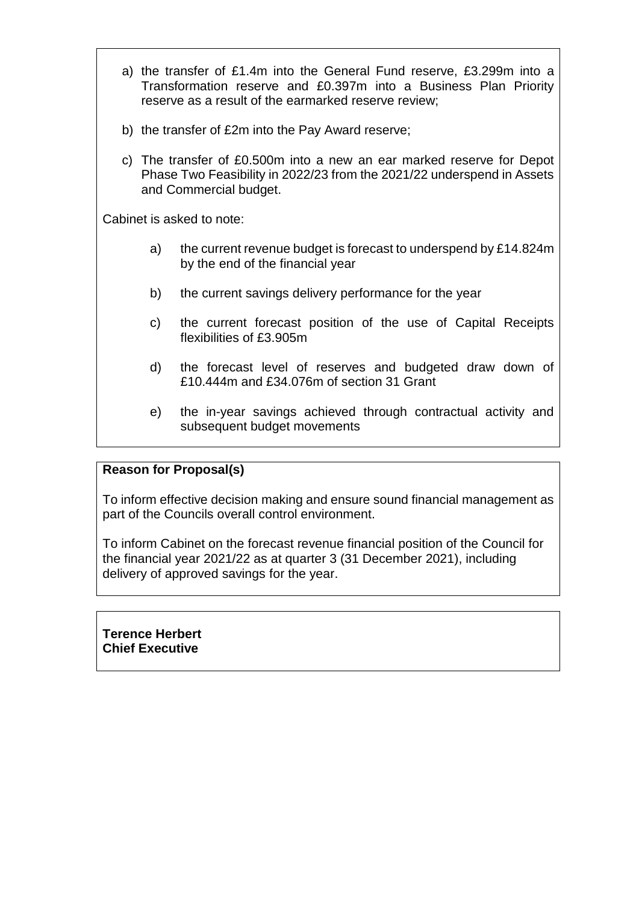a) the transfer of £1.4m into the General Fund reserve, £3.299m into a Transformation reserve and £0.397m into a Business Plan Priority reserve as a result of the earmarked reserve review;

b) the transfer of £2m into the Pay Award reserve;

c) The transfer of £0.500m into a new an ear marked reserve for Depot Phase Two Feasibility in 2022/23 from the 2021/22 underspend in Assets and Commercial budget.

Cabinet is asked to note:

a) the current revenue budget is forecast to underspend by £14.824m by the end of the financial year

b) the current savings delivery performance for the year

c) the current forecast position of the use of Capital Receipts flexibilities of £3.905m

d) the forecast level of reserves and budgeted draw down of £10.444m and £34.076m of section 31 Grant

e) the in-year savings achieved through contractual activity and subsequent budget movements

**Reason for Proposal(s)**

To inform effective decision making and ensure sound financial management as part of the Councils overall control environment.

To inform Cabinet on the forecast revenue financial position of the Council for the financial year 2021/22 as at quarter 3 (31 December 2021), including delivery of approved savings for the year.

**Terence Herbert**
**Chief Executive**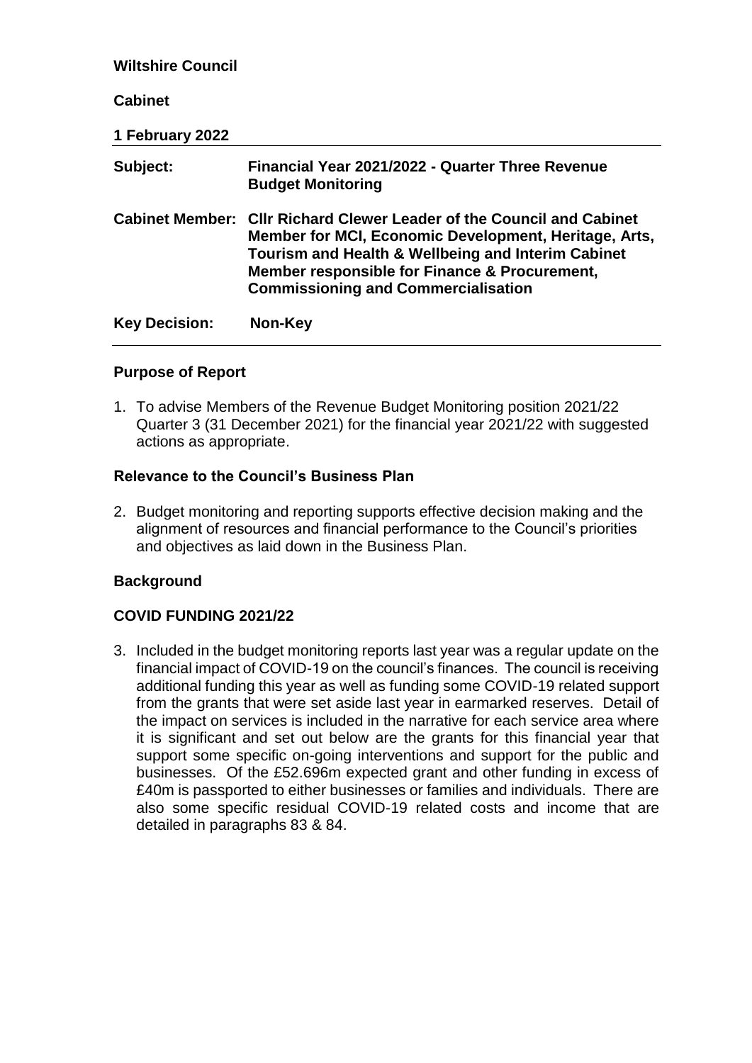**Wiltshire Council**

**Cabinet**

**1 February 2022**

| | |
|---|---|
| **Subject:** | **Financial Year 2021/2022 - Quarter Three Revenue Budget Monitoring** |
| **Cabinet Member:** | **Cllr Richard Clewer Leader of the Council and Cabinet Member for MCI, Economic Development, Heritage, Arts, Tourism and Health & Wellbeing and Interim Cabinet Member responsible for Finance & Procurement, Commissioning and Commercialisation** |
| **Key Decision:** | **Non-Key** |

## Purpose of Report

1. To advise Members of the Revenue Budget Monitoring position 2021/22 Quarter 3 (31 December 2021) for the financial year 2021/22 with suggested actions as appropriate.

## Relevance to the Council's Business Plan

2. Budget monitoring and reporting supports effective decision making and the alignment of resources and financial performance to the Council's priorities and objectives as laid down in the Business Plan.

## Background

## COVID FUNDING 2021/22

3. Included in the budget monitoring reports last year was a regular update on the financial impact of COVID-19 on the council's finances. The council is receiving additional funding this year as well as funding some COVID-19 related support from the grants that were set aside last year in earmarked reserves. Detail of the impact on services is included in the narrative for each service area where it is significant and set out below are the grants for this financial year that support some specific on-going interventions and support for the public and businesses. Of the £52.696m expected grant and other funding in excess of £40m is passported to either businesses or families and individuals. There are also some specific residual COVID-19 related costs and income that are detailed in paragraphs 83 & 84.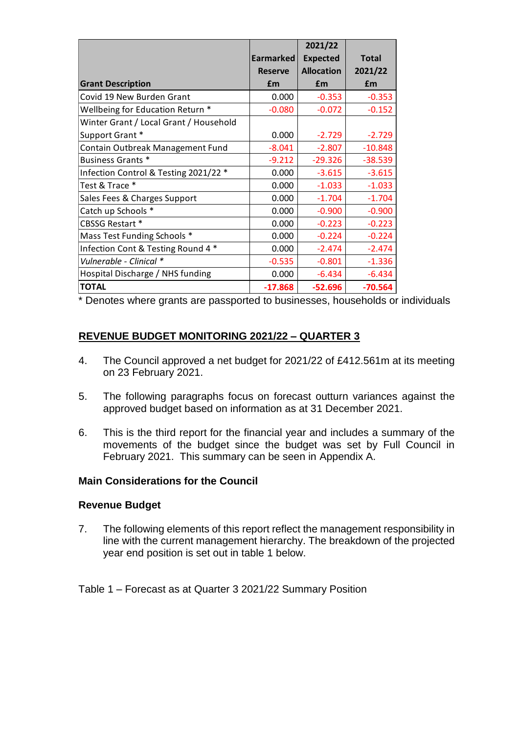| Grant Description | Earmarked Reserve £m | 2021/22 Expected Allocation £m | Total 2021/22 £m |
|---|---|---|---|
| Covid 19 New Burden Grant | 0.000 | -0.353 | -0.353 |
| Wellbeing for Education Return * | -0.080 | -0.072 | -0.152 |
| Winter Grant / Local Grant / Household Support Grant * | 0.000 | -2.729 | -2.729 |
| Contain Outbreak Management Fund | -8.041 | -2.807 | -10.848 |
| Business Grants * | -9.212 | -29.326 | -38.539 |
| Infection Control & Testing 2021/22 * | 0.000 | -3.615 | -3.615 |
| Test & Trace * | 0.000 | -1.033 | -1.033 |
| Sales Fees & Charges Support | 0.000 | -1.704 | -1.704 |
| Catch up Schools * | 0.000 | -0.900 | -0.900 |
| CBSSG Restart * | 0.000 | -0.223 | -0.223 |
| Mass Test Funding Schools * | 0.000 | -0.224 | -0.224 |
| Infection Cont & Testing Round 4 * | 0.000 | -2.474 | -2.474 |
| *Vulnerable - Clinical ** | -0.535 | -0.801 | -1.336 |
| Hospital Discharge / NHS funding | 0.000 | -6.434 | -6.434 |
| **TOTAL** | **-17.868** | **-52.696** | **-70.564** |

* Denotes where grants are passported to businesses, households or individuals

## REVENUE BUDGET MONITORING 2021/22 – QUARTER 3

4. The Council approved a net budget for 2021/22 of £412.561m at its meeting on 23 February 2021.

5. The following paragraphs focus on forecast outturn variances against the approved budget based on information as at 31 December 2021.

6. This is the third report for the financial year and includes a summary of the movements of the budget since the budget was set by Full Council in February 2021. This summary can be seen in Appendix A.

### Main Considerations for the Council

### Revenue Budget

7. The following elements of this report reflect the management responsibility in line with the current management hierarchy. The breakdown of the projected year end position is set out in table 1 below.

Table 1 – Forecast as at Quarter 3 2021/22 Summary Position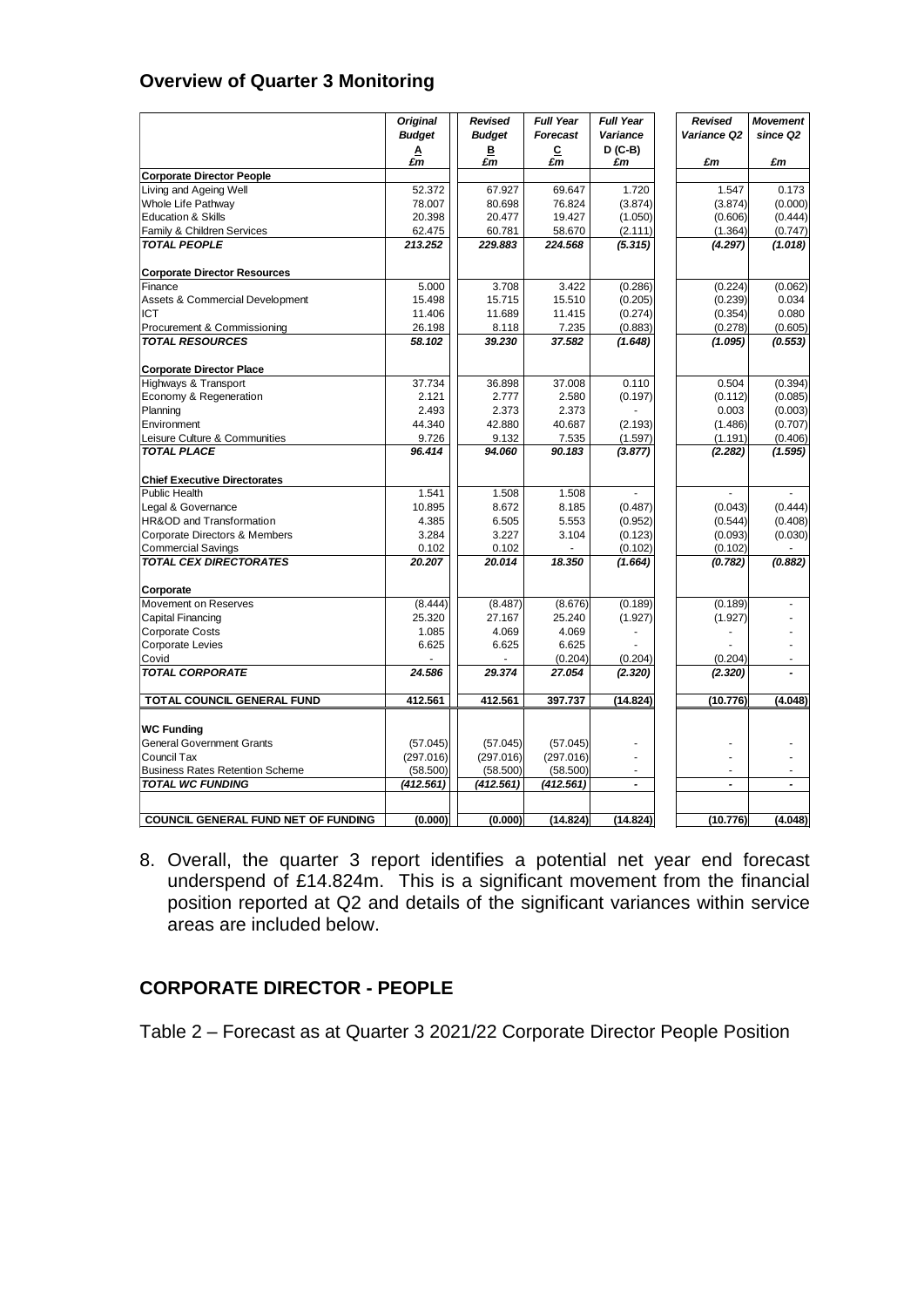## Overview of Quarter 3 Monitoring

| | Original Budget | Revised Budget | Full Year Forecast | Full Year Variance | Revised Variance Q2 | Movement since Q2 |
|---|---|---|---|---|---|---|
| | A | B | C | D (C-B) | | |
| | £m | £m | £m | £m | £m | £m |
| **Corporate Director People** | | | | | | |
| Living and Ageing Well | 52.372 | 67.927 | 69.647 | 1.720 | 1.547 | 0.173 |
| Whole Life Pathway | 78.007 | 80.698 | 76.824 | (3.874) | (3.874) | (0.000) |
| Education & Skills | 20.398 | 20.477 | 19.427 | (1.050) | (0.606) | (0.444) |
| Family & Children Services | 62.475 | 60.781 | 58.670 | (2.111) | (1.364) | (0.747) |
| ***TOTAL PEOPLE*** | ***213.252*** | ***229.883*** | ***224.568*** | ***(5.315)*** | ***(4.297)*** | ***(1.018)*** |
| | | | | | | |
| **Corporate Director Resources** | | | | | | |
| Finance | 5.000 | 3.708 | 3.422 | (0.286) | (0.224) | (0.062) |
| Assets & Commercial Development | 15.498 | 15.715 | 15.510 | (0.205) | (0.239) | 0.034 |
| ICT | 11.406 | 11.689 | 11.415 | (0.274) | (0.354) | 0.080 |
| Procurement & Commissioning | 26.198 | 8.118 | 7.235 | (0.883) | (0.278) | (0.605) |
| ***TOTAL RESOURCES*** | ***58.102*** | ***39.230*** | ***37.582*** | ***(1.648)*** | ***(1.095)*** | ***(0.553)*** |
| | | | | | | |
| **Corporate Director Place** | | | | | | |
| Highways & Transport | 37.734 | 36.898 | 37.008 | 0.110 | 0.504 | (0.394) |
| Economy & Regeneration | 2.121 | 2.777 | 2.580 | (0.197) | (0.112) | (0.085) |
| Planning | 2.493 | 2.373 | 2.373 | - | 0.003 | (0.003) |
| Environment | 44.340 | 42.880 | 40.687 | (2.193) | (1.486) | (0.707) |
| Leisure Culture & Communities | 9.726 | 9.132 | 7.535 | (1.597) | (1.191) | (0.406) |
| ***TOTAL PLACE*** | ***96.414*** | ***94.060*** | ***90.183*** | ***(3.877)*** | ***(2.282)*** | ***(1.595)*** |
| | | | | | | |
| **Chief Executive Directorates** | | | | | | |
| Public Health | 1.541 | 1.508 | 1.508 | - | - | - |
| Legal & Governance | 10.895 | 8.672 | 8.185 | (0.487) | (0.043) | (0.444) |
| HR&OD and Transformation | 4.385 | 6.505 | 5.553 | (0.952) | (0.544) | (0.408) |
| Corporate Directors & Members | 3.284 | 3.227 | 3.104 | (0.123) | (0.093) | (0.030) |
| Commercial Savings | 0.102 | 0.102 | - | (0.102) | (0.102) | - |
| ***TOTAL CEX DIRECTORATES*** | ***20.207*** | ***20.014*** | ***18.350*** | ***(1.664)*** | ***(0.782)*** | ***(0.882)*** |
| | | | | | | |
| **Corporate** | | | | | | |
| Movement on Reserves | (8.444) | (8.487) | (8.676) | (0.189) | (0.189) | - |
| Capital Financing | 25.320 | 27.167 | 25.240 | (1.927) | (1.927) | - |
| Corporate Costs | 1.085 | 4.069 | 4.069 | - | - | - |
| Corporate Levies | 6.625 | 6.625 | 6.625 | - | - | - |
| Covid | - | - | (0.204) | (0.204) | (0.204) | - |
| ***TOTAL CORPORATE*** | ***24.586*** | ***29.374*** | ***27.054*** | ***(2.320)*** | ***(2.320)*** | ***-*** |
| | | | | | | |
| **TOTAL COUNCIL GENERAL FUND** | **412.561** | **412.561** | **397.737** | **(14.824)** | **(10.776)** | **(4.048)** |
| | | | | | | |
| **WC Funding** | | | | | | |
| General Government Grants | (57.045) | (57.045) | (57.045) | - | - | - |
| Council Tax | (297.016) | (297.016) | (297.016) | - | - | - |
| Business Rates Retention Scheme | (58.500) | (58.500) | (58.500) | - | - | - |
| ***TOTAL WC FUNDING*** | ***(412.561)*** | ***(412.561)*** | ***(412.561)*** | ***-*** | ***-*** | ***-*** |
| | | | | | | |
| **COUNCIL GENERAL FUND NET OF FUNDING** | **(0.000)** | **(0.000)** | **(14.824)** | **(14.824)** | **(10.776)** | **(4.048)** |

8. Overall, the quarter 3 report identifies a potential net year end forecast underspend of £14.824m. This is a significant movement from the financial position reported at Q2 and details of the significant variances within service areas are included below.

## CORPORATE DIRECTOR - PEOPLE

Table 2 – Forecast as at Quarter 3 2021/22 Corporate Director People Position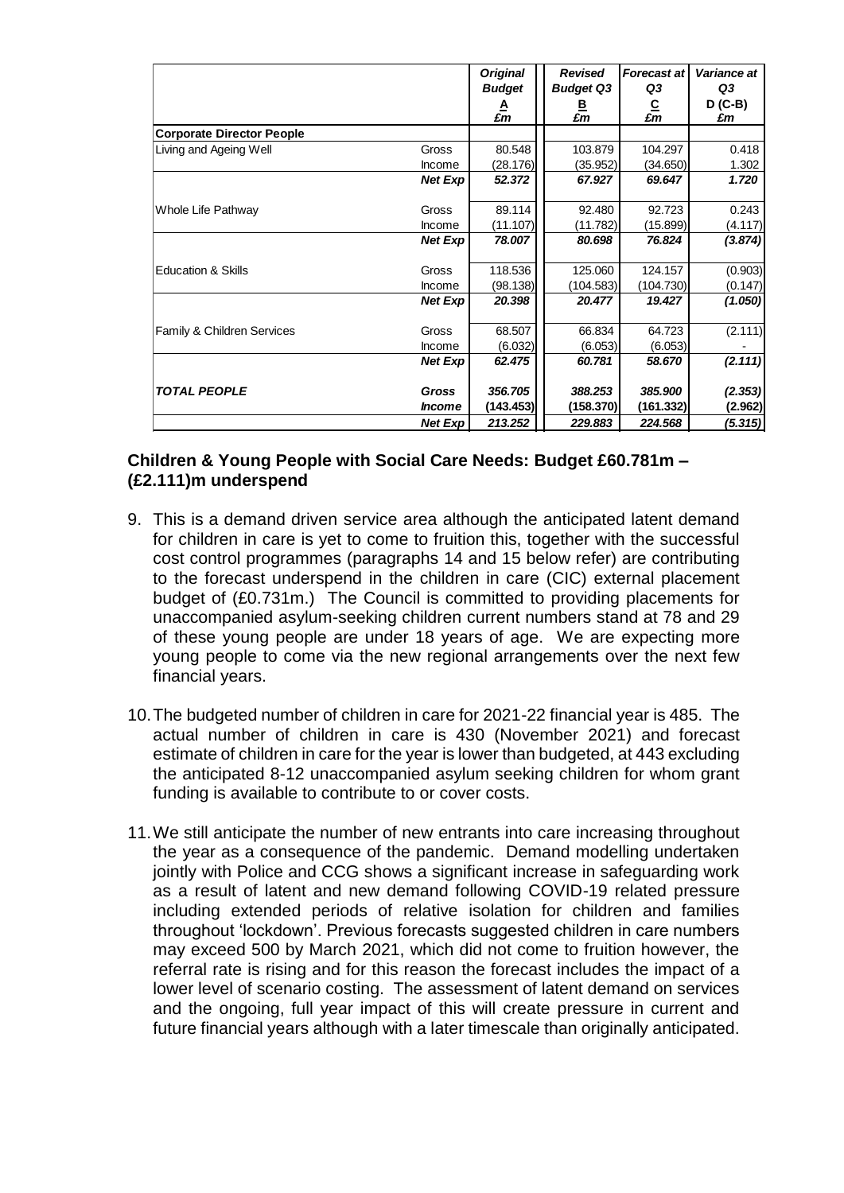| | | *Original Budget* **A** *£m* | *Revised Budget Q3* **B** *£m* | *Forecast at Q3* **C** *£m* | *Variance at Q3* **D (C-B)** *£m* |
|---|---|---|---|---|---|
| **Corporate Director People** | | | | | |
| Living and Ageing Well | Gross | 80.548 | 103.879 | 104.297 | 0.418 |
| | Income | (28.176) | (35.952) | (34.650) | 1.302 |
| | ***Net Exp*** | *52.372* | *67.927* | *69.647* | ***1.720*** |
| Whole Life Pathway | Gross | 89.114 | 92.480 | 92.723 | 0.243 |
| | Income | (11.107) | (11.782) | (15.899) | (4.117) |
| | ***Net Exp*** | *78.007* | *80.698* | *76.824* | ***(3.874)*** |
| Education & Skills | Gross | 118.536 | 125.060 | 124.157 | (0.903) |
| | Income | (98.138) | (104.583) | (104.730) | (0.147) |
| | ***Net Exp*** | *20.398* | *20.477* | *19.427* | ***(1.050)*** |
| Family & Children Services | Gross | 68.507 | 66.834 | 64.723 | (2.111) |
| | Income | (6.032) | (6.053) | (6.053) | - |
| | ***Net Exp*** | *62.475* | *60.781* | *58.670* | ***(2.111)*** |
| ***TOTAL PEOPLE*** | ***Gross*** | *356.705* | *388.253* | *385.900* | ***(2.353)*** |
| | ***Income*** | **(143.453)** | **(158.370)** | **(161.332)** | **(2.962)** |
| | ***Net Exp*** | *213.252* | *229.883* | *224.568* | ***(5.315)*** |

### Children & Young People with Social Care Needs: Budget £60.781m – (£2.111)m underspend

9. This is a demand driven service area although the anticipated latent demand for children in care is yet to come to fruition this, together with the successful cost control programmes (paragraphs 14 and 15 below refer) are contributing to the forecast underspend in the children in care (CIC) external placement budget of (£0.731m.) The Council is committed to providing placements for unaccompanied asylum-seeking children current numbers stand at 78 and 29 of these young people are under 18 years of age. We are expecting more young people to come via the new regional arrangements over the next few financial years.

10. The budgeted number of children in care for 2021-22 financial year is 485. The actual number of children in care is 430 (November 2021) and forecast estimate of children in care for the year is lower than budgeted, at 443 excluding the anticipated 8-12 unaccompanied asylum seeking children for whom grant funding is available to contribute to or cover costs.

11. We still anticipate the number of new entrants into care increasing throughout the year as a consequence of the pandemic. Demand modelling undertaken jointly with Police and CCG shows a significant increase in safeguarding work as a result of latent and new demand following COVID-19 related pressure including extended periods of relative isolation for children and families throughout 'lockdown'. Previous forecasts suggested children in care numbers may exceed 500 by March 2021, which did not come to fruition however, the referral rate is rising and for this reason the forecast includes the impact of a lower level of scenario costing. The assessment of latent demand on services and the ongoing, full year impact of this will create pressure in current and future financial years although with a later timescale than originally anticipated.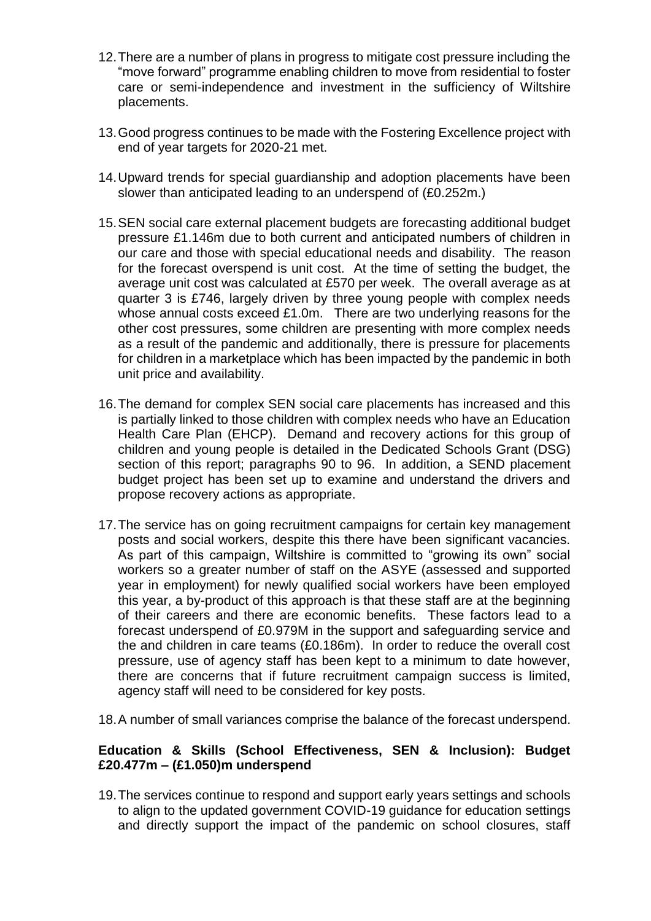12. There are a number of plans in progress to mitigate cost pressure including the "move forward" programme enabling children to move from residential to foster care or semi-independence and investment in the sufficiency of Wiltshire placements.

13. Good progress continues to be made with the Fostering Excellence project with end of year targets for 2020-21 met.

14. Upward trends for special guardianship and adoption placements have been slower than anticipated leading to an underspend of (£0.252m.)

15. SEN social care external placement budgets are forecasting additional budget pressure £1.146m due to both current and anticipated numbers of children in our care and those with special educational needs and disability. The reason for the forecast overspend is unit cost. At the time of setting the budget, the average unit cost was calculated at £570 per week. The overall average as at quarter 3 is £746, largely driven by three young people with complex needs whose annual costs exceed £1.0m. There are two underlying reasons for the other cost pressures, some children are presenting with more complex needs as a result of the pandemic and additionally, there is pressure for placements for children in a marketplace which has been impacted by the pandemic in both unit price and availability.

16. The demand for complex SEN social care placements has increased and this is partially linked to those children with complex needs who have an Education Health Care Plan (EHCP). Demand and recovery actions for this group of children and young people is detailed in the Dedicated Schools Grant (DSG) section of this report; paragraphs 90 to 96. In addition, a SEND placement budget project has been set up to examine and understand the drivers and propose recovery actions as appropriate.

17. The service has on going recruitment campaigns for certain key management posts and social workers, despite this there have been significant vacancies. As part of this campaign, Wiltshire is committed to "growing its own" social workers so a greater number of staff on the ASYE (assessed and supported year in employment) for newly qualified social workers have been employed this year, a by-product of this approach is that these staff are at the beginning of their careers and there are economic benefits. These factors lead to a forecast underspend of £0.979M in the support and safeguarding service and the and children in care teams (£0.186m). In order to reduce the overall cost pressure, use of agency staff has been kept to a minimum to date however, there are concerns that if future recruitment campaign success is limited, agency staff will need to be considered for key posts.

18. A number of small variances comprise the balance of the forecast underspend.

**Education & Skills (School Effectiveness, SEN & Inclusion): Budget £20.477m – (£1.050)m underspend**

19. The services continue to respond and support early years settings and schools to align to the updated government COVID-19 guidance for education settings and directly support the impact of the pandemic on school closures, staff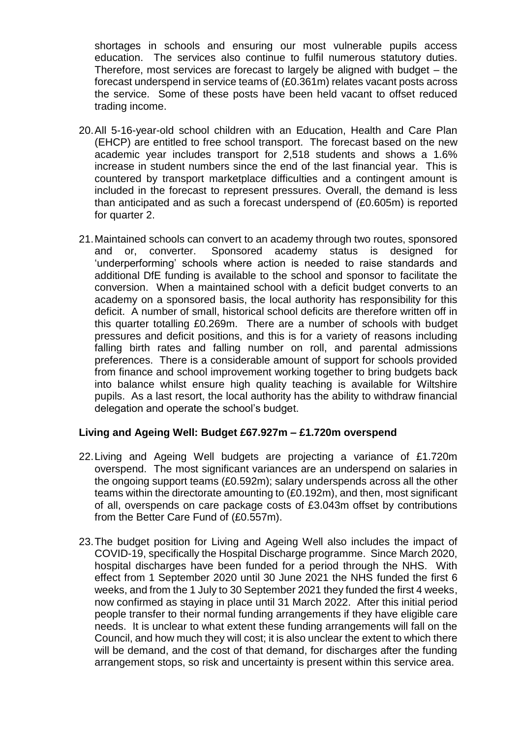shortages in schools and ensuring our most vulnerable pupils access education. The services also continue to fulfil numerous statutory duties. Therefore, most services are forecast to largely be aligned with budget – the forecast underspend in service teams of (£0.361m) relates vacant posts across the service. Some of these posts have been held vacant to offset reduced trading income.

20. All 5-16-year-old school children with an Education, Health and Care Plan (EHCP) are entitled to free school transport. The forecast based on the new academic year includes transport for 2,518 students and shows a 1.6% increase in student numbers since the end of the last financial year. This is countered by transport marketplace difficulties and a contingent amount is included in the forecast to represent pressures. Overall, the demand is less than anticipated and as such a forecast underspend of (£0.605m) is reported for quarter 2.

21. Maintained schools can convert to an academy through two routes, sponsored and or, converter. Sponsored academy status is designed for 'underperforming' schools where action is needed to raise standards and additional DfE funding is available to the school and sponsor to facilitate the conversion. When a maintained school with a deficit budget converts to an academy on a sponsored basis, the local authority has responsibility for this deficit. A number of small, historical school deficits are therefore written off in this quarter totalling £0.269m. There are a number of schools with budget pressures and deficit positions, and this is for a variety of reasons including falling birth rates and falling number on roll, and parental admissions preferences. There is a considerable amount of support for schools provided from finance and school improvement working together to bring budgets back into balance whilst ensure high quality teaching is available for Wiltshire pupils. As a last resort, the local authority has the ability to withdraw financial delegation and operate the school's budget.

**Living and Ageing Well: Budget £67.927m – £1.720m overspend**

22. Living and Ageing Well budgets are projecting a variance of £1.720m overspend. The most significant variances are an underspend on salaries in the ongoing support teams (£0.592m); salary underspends across all the other teams within the directorate amounting to (£0.192m), and then, most significant of all, overspends on care package costs of £3.043m offset by contributions from the Better Care Fund of (£0.557m).

23. The budget position for Living and Ageing Well also includes the impact of COVID-19, specifically the Hospital Discharge programme. Since March 2020, hospital discharges have been funded for a period through the NHS. With effect from 1 September 2020 until 30 June 2021 the NHS funded the first 6 weeks, and from the 1 July to 30 September 2021 they funded the first 4 weeks, now confirmed as staying in place until 31 March 2022. After this initial period people transfer to their normal funding arrangements if they have eligible care needs. It is unclear to what extent these funding arrangements will fall on the Council, and how much they will cost; it is also unclear the extent to which there will be demand, and the cost of that demand, for discharges after the funding arrangement stops, so risk and uncertainty is present within this service area.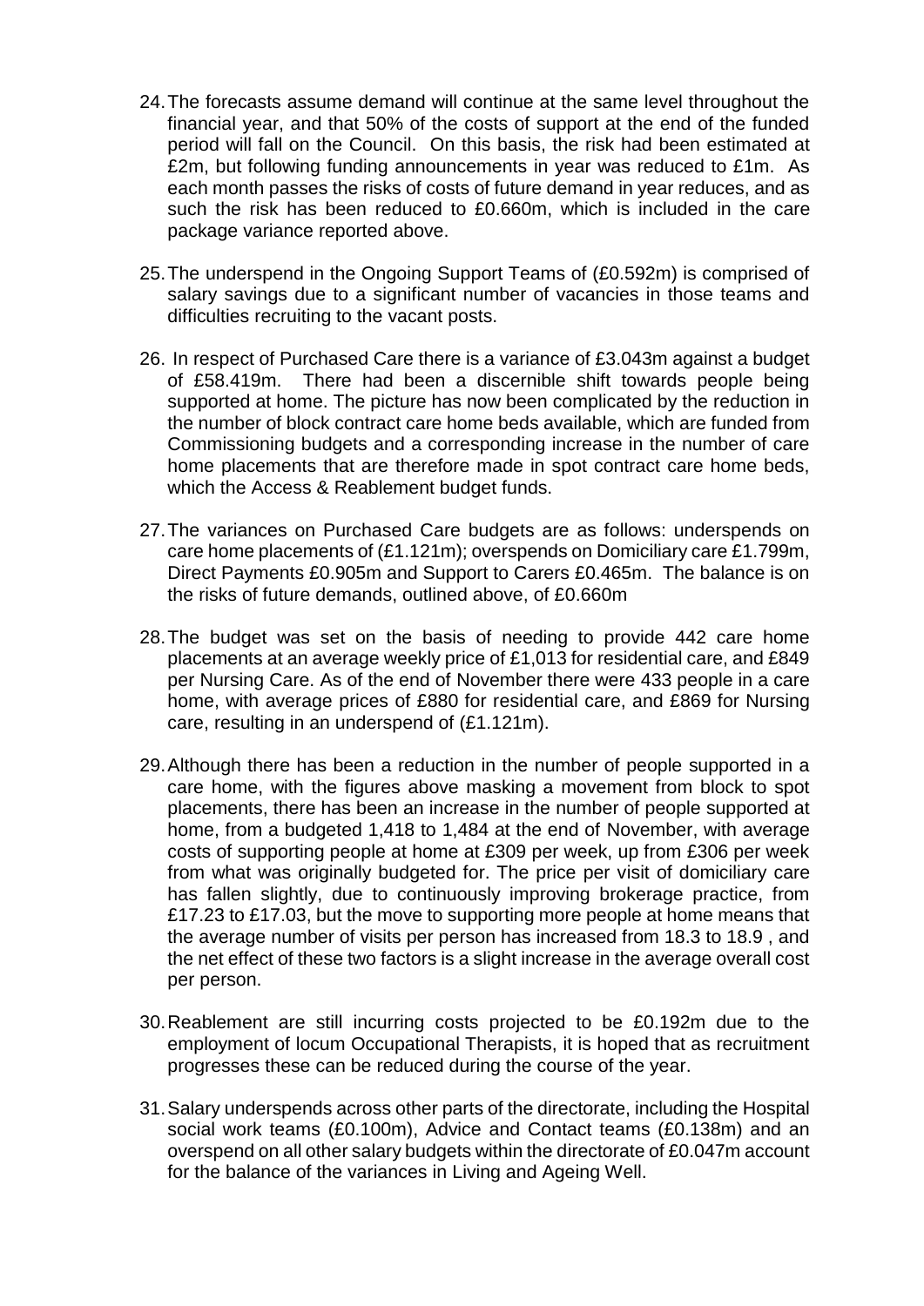24. The forecasts assume demand will continue at the same level throughout the financial year, and that 50% of the costs of support at the end of the funded period will fall on the Council. On this basis, the risk had been estimated at £2m, but following funding announcements in year was reduced to £1m. As each month passes the risks of costs of future demand in year reduces, and as such the risk has been reduced to £0.660m, which is included in the care package variance reported above.

25. The underspend in the Ongoing Support Teams of (£0.592m) is comprised of salary savings due to a significant number of vacancies in those teams and difficulties recruiting to the vacant posts.

26. In respect of Purchased Care there is a variance of £3.043m against a budget of £58.419m. There had been a discernible shift towards people being supported at home. The picture has now been complicated by the reduction in the number of block contract care home beds available, which are funded from Commissioning budgets and a corresponding increase in the number of care home placements that are therefore made in spot contract care home beds, which the Access & Reablement budget funds.

27. The variances on Purchased Care budgets are as follows: underspends on care home placements of (£1.121m); overspends on Domiciliary care £1.799m, Direct Payments £0.905m and Support to Carers £0.465m. The balance is on the risks of future demands, outlined above, of £0.660m

28. The budget was set on the basis of needing to provide 442 care home placements at an average weekly price of £1,013 for residential care, and £849 per Nursing Care. As of the end of November there were 433 people in a care home, with average prices of £880 for residential care, and £869 for Nursing care, resulting in an underspend of (£1.121m).

29. Although there has been a reduction in the number of people supported in a care home, with the figures above masking a movement from block to spot placements, there has been an increase in the number of people supported at home, from a budgeted 1,418 to 1,484 at the end of November, with average costs of supporting people at home at £309 per week, up from £306 per week from what was originally budgeted for. The price per visit of domiciliary care has fallen slightly, due to continuously improving brokerage practice, from £17.23 to £17.03, but the move to supporting more people at home means that the average number of visits per person has increased from 18.3 to 18.9 , and the net effect of these two factors is a slight increase in the average overall cost per person.

30. Reablement are still incurring costs projected to be £0.192m due to the employment of locum Occupational Therapists, it is hoped that as recruitment progresses these can be reduced during the course of the year.

31. Salary underspends across other parts of the directorate, including the Hospital social work teams (£0.100m), Advice and Contact teams (£0.138m) and an overspend on all other salary budgets within the directorate of £0.047m account for the balance of the variances in Living and Ageing Well.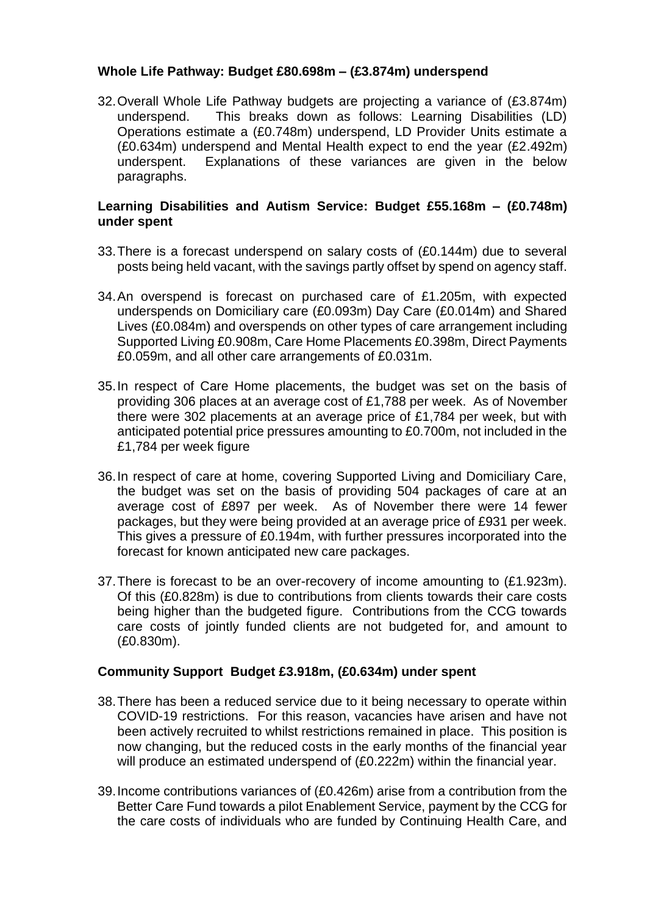**Whole Life Pathway: Budget £80.698m – (£3.874m) underspend**

32. Overall Whole Life Pathway budgets are projecting a variance of (£3.874m) underspend. This breaks down as follows: Learning Disabilities (LD) Operations estimate a (£0.748m) underspend, LD Provider Units estimate a (£0.634m) underspend and Mental Health expect to end the year (£2.492m) underspent. Explanations of these variances are given in the below paragraphs.

**Learning Disabilities and Autism Service: Budget £55.168m – (£0.748m) under spent**

33. There is a forecast underspend on salary costs of (£0.144m) due to several posts being held vacant, with the savings partly offset by spend on agency staff.

34. An overspend is forecast on purchased care of £1.205m, with expected underspends on Domiciliary care (£0.093m) Day Care (£0.014m) and Shared Lives (£0.084m) and overspends on other types of care arrangement including Supported Living £0.908m, Care Home Placements £0.398m, Direct Payments £0.059m, and all other care arrangements of £0.031m.

35. In respect of Care Home placements, the budget was set on the basis of providing 306 places at an average cost of £1,788 per week. As of November there were 302 placements at an average price of £1,784 per week, but with anticipated potential price pressures amounting to £0.700m, not included in the £1,784 per week figure

36. In respect of care at home, covering Supported Living and Domiciliary Care, the budget was set on the basis of providing 504 packages of care at an average cost of £897 per week. As of November there were 14 fewer packages, but they were being provided at an average price of £931 per week. This gives a pressure of £0.194m, with further pressures incorporated into the forecast for known anticipated new care packages.

37. There is forecast to be an over-recovery of income amounting to (£1.923m). Of this (£0.828m) is due to contributions from clients towards their care costs being higher than the budgeted figure. Contributions from the CCG towards care costs of jointly funded clients are not budgeted for, and amount to (£0.830m).

**Community Support Budget £3.918m, (£0.634m) under spent**

38. There has been a reduced service due to it being necessary to operate within COVID-19 restrictions. For this reason, vacancies have arisen and have not been actively recruited to whilst restrictions remained in place. This position is now changing, but the reduced costs in the early months of the financial year will produce an estimated underspend of (£0.222m) within the financial year.

39. Income contributions variances of (£0.426m) arise from a contribution from the Better Care Fund towards a pilot Enablement Service, payment by the CCG for the care costs of individuals who are funded by Continuing Health Care, and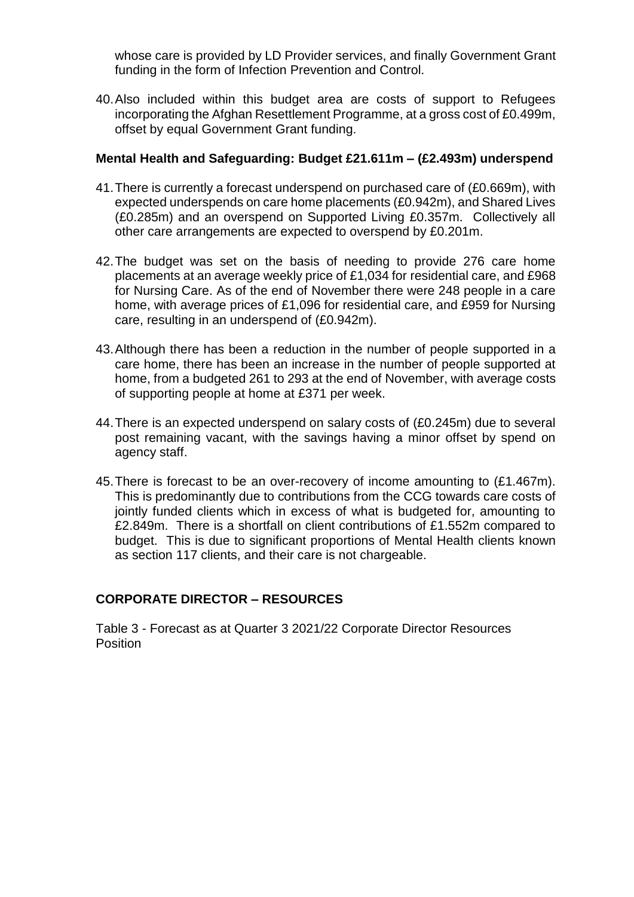whose care is provided by LD Provider services, and finally Government Grant funding in the form of Infection Prevention and Control.

40. Also included within this budget area are costs of support to Refugees incorporating the Afghan Resettlement Programme, at a gross cost of £0.499m, offset by equal Government Grant funding.

**Mental Health and Safeguarding: Budget £21.611m – (£2.493m) underspend**

41. There is currently a forecast underspend on purchased care of (£0.669m), with expected underspends on care home placements (£0.942m), and Shared Lives (£0.285m) and an overspend on Supported Living £0.357m. Collectively all other care arrangements are expected to overspend by £0.201m.

42. The budget was set on the basis of needing to provide 276 care home placements at an average weekly price of £1,034 for residential care, and £968 for Nursing Care. As of the end of November there were 248 people in a care home, with average prices of £1,096 for residential care, and £959 for Nursing care, resulting in an underspend of (£0.942m).

43. Although there has been a reduction in the number of people supported in a care home, there has been an increase in the number of people supported at home, from a budgeted 261 to 293 at the end of November, with average costs of supporting people at home at £371 per week.

44. There is an expected underspend on salary costs of (£0.245m) due to several post remaining vacant, with the savings having a minor offset by spend on agency staff.

45. There is forecast to be an over-recovery of income amounting to (£1.467m). This is predominantly due to contributions from the CCG towards care costs of jointly funded clients which in excess of what is budgeted for, amounting to £2.849m. There is a shortfall on client contributions of £1.552m compared to budget. This is due to significant proportions of Mental Health clients known as section 117 clients, and their care is not chargeable.

## CORPORATE DIRECTOR – RESOURCES

Table 3 - Forecast as at Quarter 3 2021/22 Corporate Director Resources Position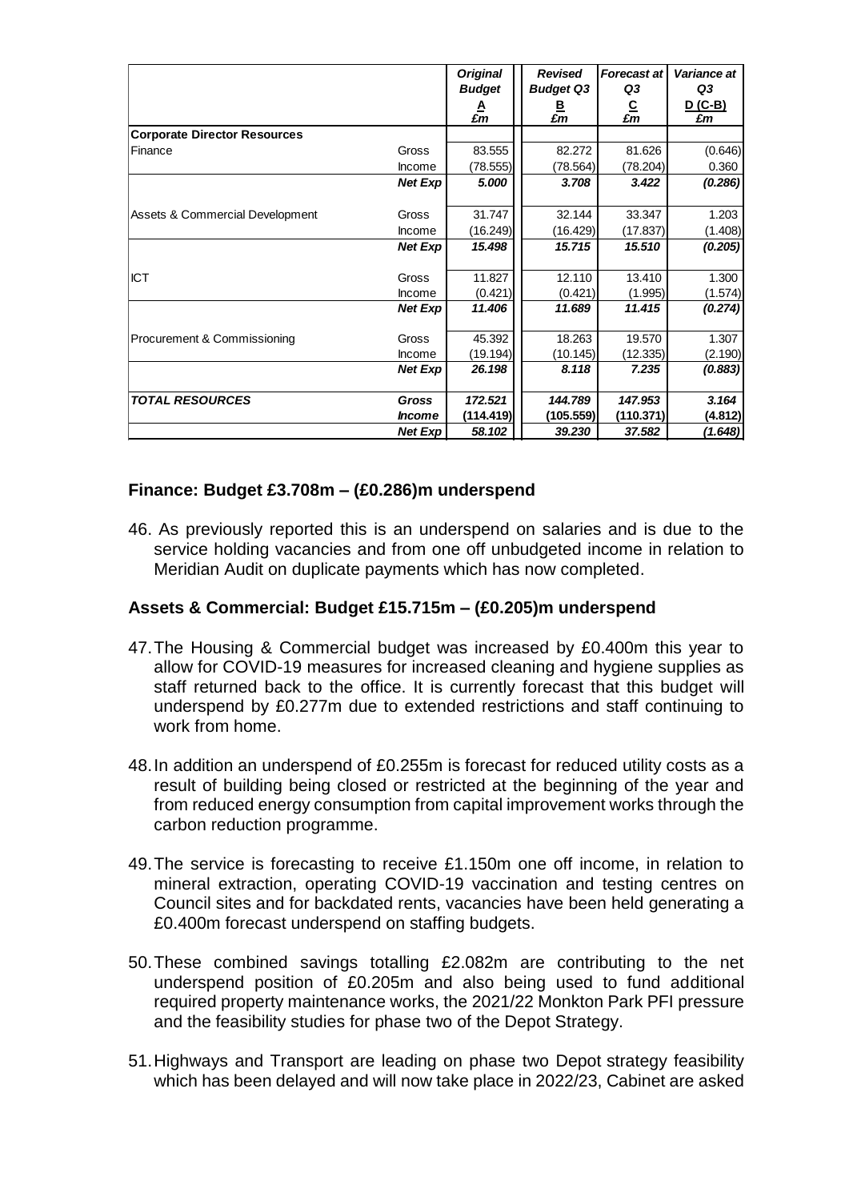| | | Original Budget A £m | Revised Budget Q3 B £m | Forecast at Q3 C £m | Variance at Q3 D (C-B) £m |
|---|---|---|---|---|---|
| **Corporate Director Resources** | | | | | |
| Finance | Gross | 83.555 | 82.272 | 81.626 | (0.646) |
| | Income | (78.555) | (78.564) | (78.204) | 0.360 |
| | ***Net Exp*** | ***5.000*** | ***3.708*** | ***3.422*** | ***(0.286)*** |
| Assets & Commercial Development | Gross | 31.747 | 32.144 | 33.347 | 1.203 |
| | Income | (16.249) | (16.429) | (17.837) | (1.408) |
| | ***Net Exp*** | ***15.498*** | ***15.715*** | ***15.510*** | ***(0.205)*** |
| ICT | Gross | 11.827 | 12.110 | 13.410 | 1.300 |
| | Income | (0.421) | (0.421) | (1.995) | (1.574) |
| | ***Net Exp*** | ***11.406*** | ***11.689*** | ***11.415*** | ***(0.274)*** |
| Procurement & Commissioning | Gross | 45.392 | 18.263 | 19.570 | 1.307 |
| | Income | (19.194) | (10.145) | (12.335) | (2.190) |
| | ***Net Exp*** | ***26.198*** | ***8.118*** | ***7.235*** | ***(0.883)*** |
| ***TOTAL RESOURCES*** | ***Gross*** | ***172.521*** | ***144.789*** | ***147.953*** | ***3.164*** |
| | ***Income*** | **(114.419)** | **(105.559)** | **(110.371)** | **(4.812)** |
| | ***Net Exp*** | ***58.102*** | ***39.230*** | ***37.582*** | ***(1.648)*** |

### Finance: Budget £3.708m – (£0.286)m underspend

46. As previously reported this is an underspend on salaries and is due to the service holding vacancies and from one off unbudgeted income in relation to Meridian Audit on duplicate payments which has now completed.

### Assets & Commercial: Budget £15.715m – (£0.205)m underspend

47. The Housing & Commercial budget was increased by £0.400m this year to allow for COVID-19 measures for increased cleaning and hygiene supplies as staff returned back to the office. It is currently forecast that this budget will underspend by £0.277m due to extended restrictions and staff continuing to work from home.

48. In addition an underspend of £0.255m is forecast for reduced utility costs as a result of building being closed or restricted at the beginning of the year and from reduced energy consumption from capital improvement works through the carbon reduction programme.

49. The service is forecasting to receive £1.150m one off income, in relation to mineral extraction, operating COVID-19 vaccination and testing centres on Council sites and for backdated rents, vacancies have been held generating a £0.400m forecast underspend on staffing budgets.

50. These combined savings totalling £2.082m are contributing to the net underspend position of £0.205m and also being used to fund additional required property maintenance works, the 2021/22 Monkton Park PFI pressure and the feasibility studies for phase two of the Depot Strategy.

51. Highways and Transport are leading on phase two Depot strategy feasibility which has been delayed and will now take place in 2022/23, Cabinet are asked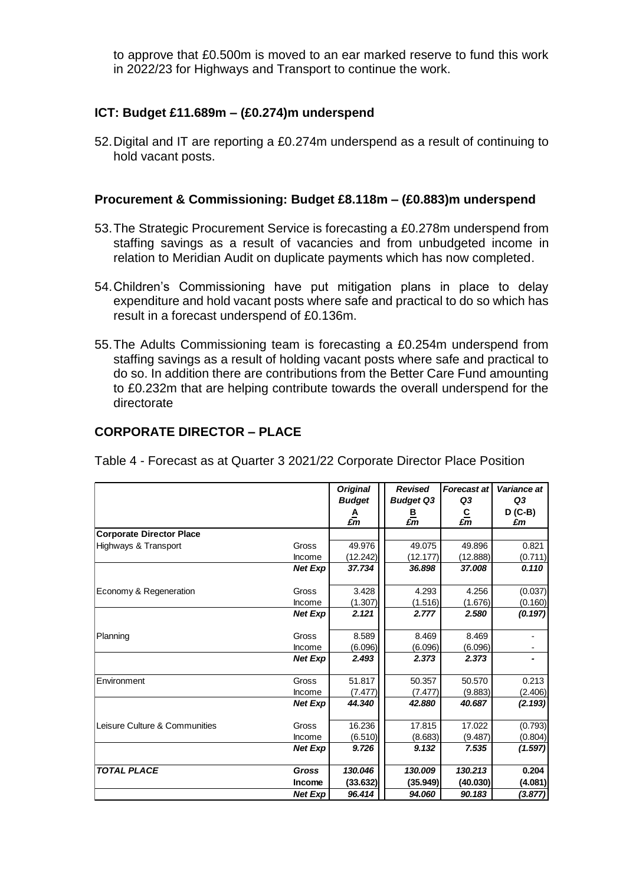to approve that £0.500m is moved to an ear marked reserve to fund this work in 2022/23 for Highways and Transport to continue the work.

### ICT: Budget £11.689m – (£0.274)m underspend

52. Digital and IT are reporting a £0.274m underspend as a result of continuing to hold vacant posts.

### Procurement & Commissioning: Budget £8.118m – (£0.883)m underspend

53. The Strategic Procurement Service is forecasting a £0.278m underspend from staffing savings as a result of vacancies and from unbudgeted income in relation to Meridian Audit on duplicate payments which has now completed.

54. Children's Commissioning have put mitigation plans in place to delay expenditure and hold vacant posts where safe and practical to do so which has result in a forecast underspend of £0.136m.

55. The Adults Commissioning team is forecasting a £0.254m underspend from staffing savings as a result of holding vacant posts where safe and practical to do so. In addition there are contributions from the Better Care Fund amounting to £0.232m that are helping contribute towards the overall underspend for the directorate

## CORPORATE DIRECTOR – PLACE

Table 4 - Forecast as at Quarter 3 2021/22 Corporate Director Place Position

| | | *Original Budget* A £m | *Revised Budget Q3* B £m | *Forecast at Q3* C £m | *Variance at Q3* D (C-B) £m |
|---|---|---|---|---|---|
| **Corporate Director Place** | | | | | |
| Highways & Transport | Gross | 49.976 | 49.075 | 49.896 | 0.821 |
| | Income | (12.242) | (12.177) | (12.888) | (0.711) |
| | ***Net Exp*** | ***37.734*** | ***36.898*** | ***37.008*** | ***0.110*** |
| Economy & Regeneration | Gross | 3.428 | 4.293 | 4.256 | (0.037) |
| | Income | (1.307) | (1.516) | (1.676) | (0.160) |
| | ***Net Exp*** | ***2.121*** | ***2.777*** | ***2.580*** | ***(0.197)*** |
| Planning | Gross | 8.589 | 8.469 | 8.469 | - |
| | Income | (6.096) | (6.096) | (6.096) | - |
| | ***Net Exp*** | ***2.493*** | ***2.373*** | ***2.373*** | ***-*** |
| Environment | Gross | 51.817 | 50.357 | 50.570 | 0.213 |
| | Income | (7.477) | (7.477) | (9.883) | (2.406) |
| | ***Net Exp*** | ***44.340*** | ***42.880*** | ***40.687*** | ***(2.193)*** |
| Leisure Culture & Communities | Gross | 16.236 | 17.815 | 17.022 | (0.793) |
| | Income | (6.510) | (8.683) | (9.487) | (0.804) |
| | ***Net Exp*** | ***9.726*** | ***9.132*** | ***7.535*** | ***(1.597)*** |
| ***TOTAL PLACE*** | ***Gross*** | ***130.046*** | ***130.009*** | ***130.213*** | **0.204** |
| | **Income** | **(33.632)** | **(35.949)** | **(40.030)** | **(4.081)** |
| | ***Net Exp*** | ***96.414*** | ***94.060*** | ***90.183*** | ***(3.877)*** |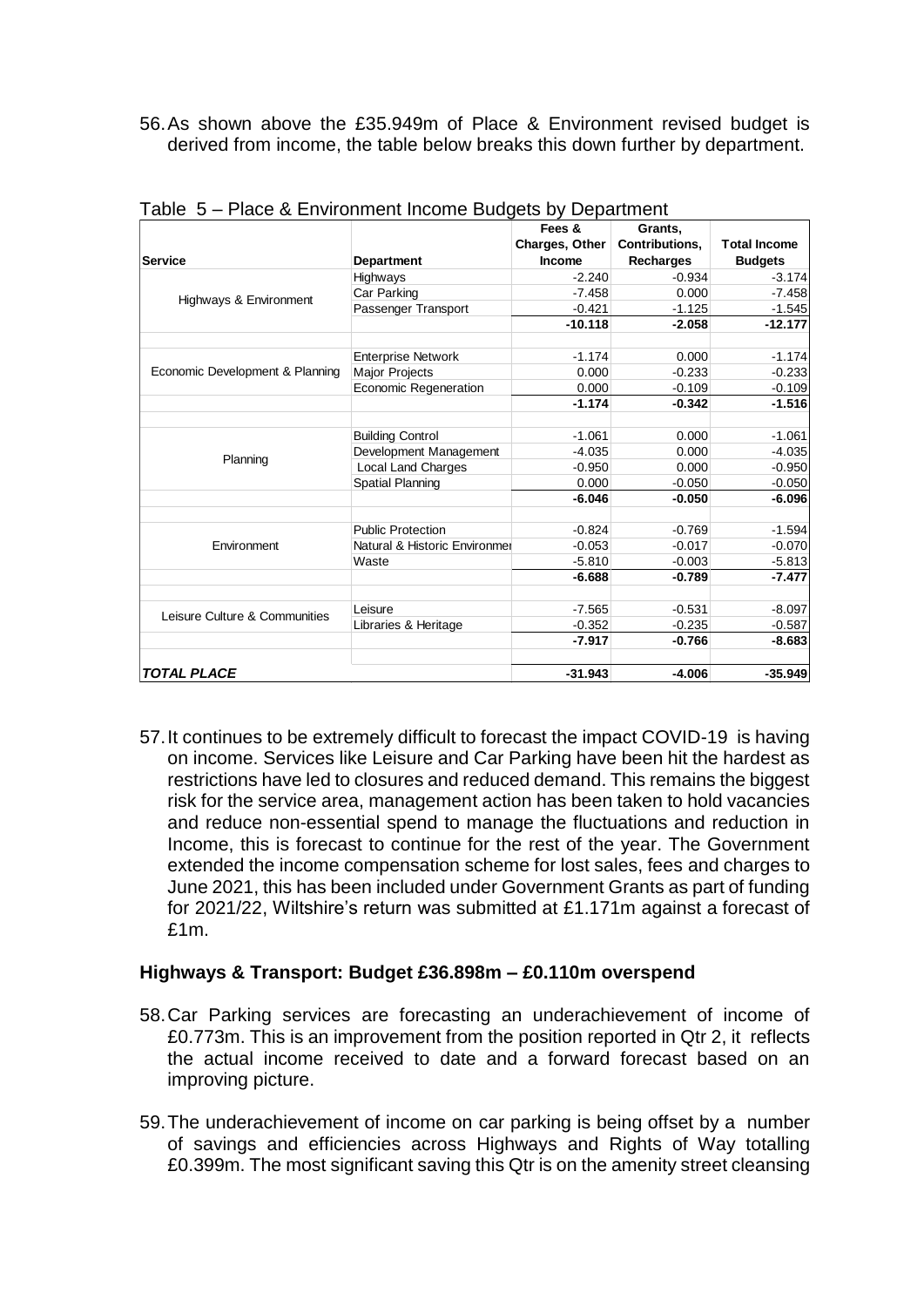56. As shown above the £35.949m of Place & Environment revised budget is derived from income, the table below breaks this down further by department.

Table 5 – Place & Environment Income Budgets by Department

| Service | Department | Fees & Charges, Other Income | Grants, Contributions, Recharges | Total Income Budgets |
|---|---|---|---|---|
| Highways & Environment | Highways | -2.240 | -0.934 | -3.174 |
| | Car Parking | -7.458 | 0.000 | -7.458 |
| | Passenger Transport | -0.421 | -1.125 | -1.545 |
| | | **-10.118** | **-2.058** | **-12.177** |
| | | | | |
| Economic Development & Planning | Enterprise Network | -1.174 | 0.000 | -1.174 |
| | Major Projects | 0.000 | -0.233 | -0.233 |
| | Economic Regeneration | 0.000 | -0.109 | -0.109 |
| | | **-1.174** | **-0.342** | **-1.516** |
| | | | | |
| Planning | Building Control | -1.061 | 0.000 | -1.061 |
| | Development Management | -4.035 | 0.000 | -4.035 |
| | Local Land Charges | -0.950 | 0.000 | -0.950 |
| | Spatial Planning | 0.000 | -0.050 | -0.050 |
| | | **-6.046** | **-0.050** | **-6.096** |
| | | | | |
| Environment | Public Protection | -0.824 | -0.769 | -1.594 |
| | Natural & Historic Environmer | -0.053 | -0.017 | -0.070 |
| | Waste | -5.810 | -0.003 | -5.813 |
| | | **-6.688** | **-0.789** | **-7.477** |
| | | | | |
| Leisure Culture & Communities | Leisure | -7.565 | -0.531 | -8.097 |
| | Libraries & Heritage | -0.352 | -0.235 | -0.587 |
| | | **-7.917** | **-0.766** | **-8.683** |
| | | | | |
| ***TOTAL PLACE*** | | **-31.943** | **-4.006** | **-35.949** |

57. It continues to be extremely difficult to forecast the impact COVID-19 is having on income. Services like Leisure and Car Parking have been hit the hardest as restrictions have led to closures and reduced demand. This remains the biggest risk for the service area, management action has been taken to hold vacancies and reduce non-essential spend to manage the fluctuations and reduction in Income, this is forecast to continue for the rest of the year. The Government extended the income compensation scheme for lost sales, fees and charges to June 2021, this has been included under Government Grants as part of funding for 2021/22, Wiltshire's return was submitted at £1.171m against a forecast of £1m.

**Highways & Transport: Budget £36.898m – £0.110m overspend**

58. Car Parking services are forecasting an underachievement of income of £0.773m. This is an improvement from the position reported in Qtr 2, it reflects the actual income received to date and a forward forecast based on an improving picture.

59. The underachievement of income on car parking is being offset by a number of savings and efficiencies across Highways and Rights of Way totalling £0.399m. The most significant saving this Qtr is on the amenity street cleansing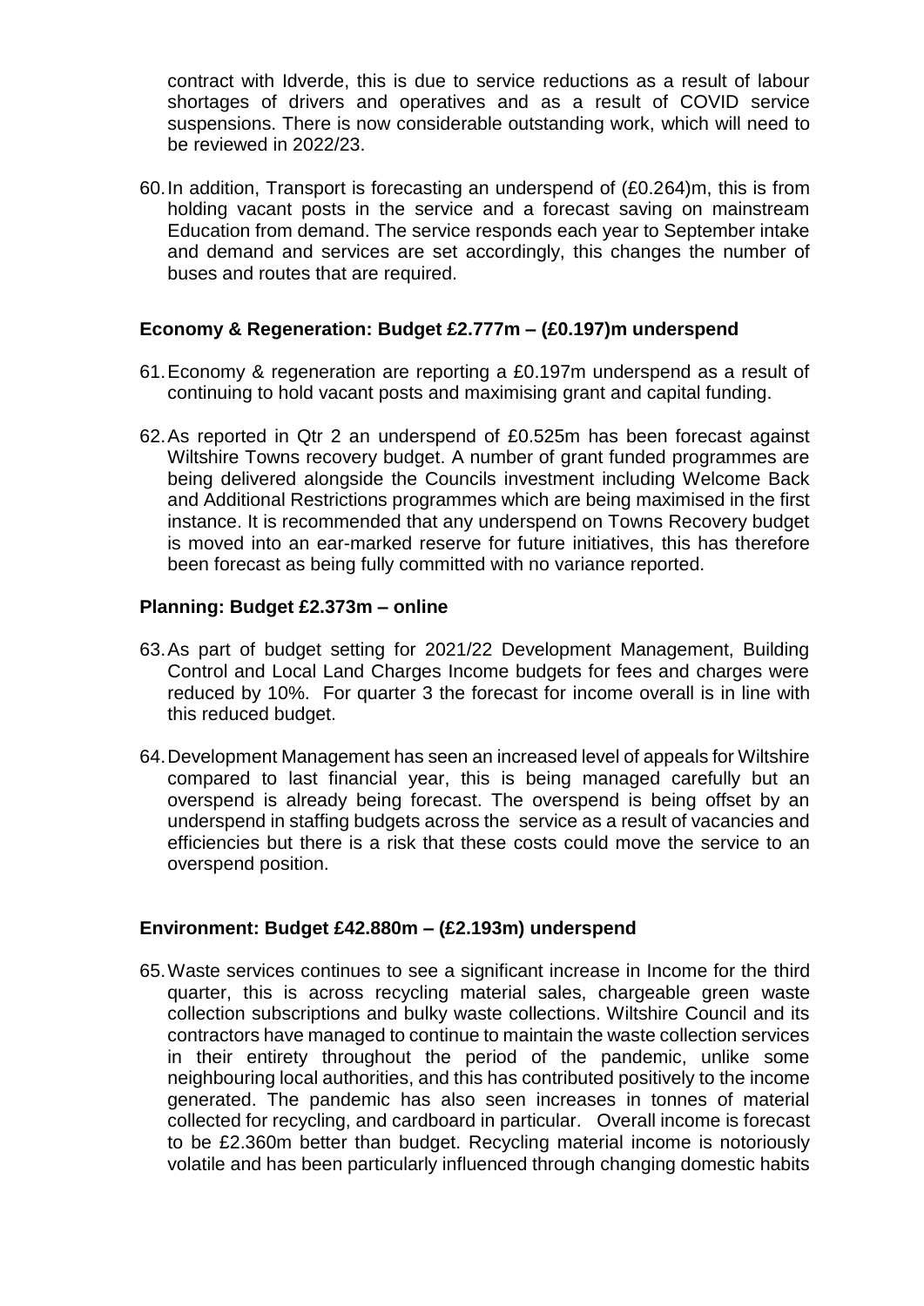contract with Idverde, this is due to service reductions as a result of labour shortages of drivers and operatives and as a result of COVID service suspensions. There is now considerable outstanding work, which will need to be reviewed in 2022/23.

60. In addition, Transport is forecasting an underspend of (£0.264)m, this is from holding vacant posts in the service and a forecast saving on mainstream Education from demand. The service responds each year to September intake and demand and services are set accordingly, this changes the number of buses and routes that are required.

**Economy & Regeneration: Budget £2.777m – (£0.197)m underspend**

61. Economy & regeneration are reporting a £0.197m underspend as a result of continuing to hold vacant posts and maximising grant and capital funding.

62. As reported in Qtr 2 an underspend of £0.525m has been forecast against Wiltshire Towns recovery budget. A number of grant funded programmes are being delivered alongside the Councils investment including Welcome Back and Additional Restrictions programmes which are being maximised in the first instance. It is recommended that any underspend on Towns Recovery budget is moved into an ear-marked reserve for future initiatives, this has therefore been forecast as being fully committed with no variance reported.

**Planning: Budget £2.373m – online**

63. As part of budget setting for 2021/22 Development Management, Building Control and Local Land Charges Income budgets for fees and charges were reduced by 10%. For quarter 3 the forecast for income overall is in line with this reduced budget.

64. Development Management has seen an increased level of appeals for Wiltshire compared to last financial year, this is being managed carefully but an overspend is already being forecast. The overspend is being offset by an underspend in staffing budgets across the service as a result of vacancies and efficiencies but there is a risk that these costs could move the service to an overspend position.

**Environment: Budget £42.880m – (£2.193m) underspend**

65. Waste services continues to see a significant increase in Income for the third quarter, this is across recycling material sales, chargeable green waste collection subscriptions and bulky waste collections. Wiltshire Council and its contractors have managed to continue to maintain the waste collection services in their entirety throughout the period of the pandemic, unlike some neighbouring local authorities, and this has contributed positively to the income generated. The pandemic has also seen increases in tonnes of material collected for recycling, and cardboard in particular. Overall income is forecast to be £2.360m better than budget. Recycling material income is notoriously volatile and has been particularly influenced through changing domestic habits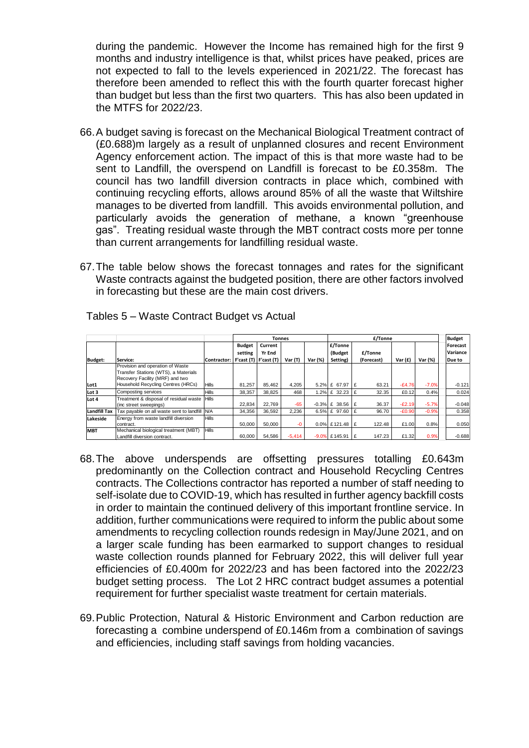during the pandemic. However the Income has remained high for the first 9 months and industry intelligence is that, whilst prices have peaked, prices are not expected to fall to the levels experienced in 2021/22. The forecast has therefore been amended to reflect this with the fourth quarter forecast higher than budget but less than the first two quarters. This has also been updated in the MTFS for 2022/23.

66. A budget saving is forecast on the Mechanical Biological Treatment contract of (£0.688)m largely as a result of unplanned closures and recent Environment Agency enforcement action. The impact of this is that more waste had to be sent to Landfill, the overspend on Landfill is forecast to be £0.358m. The council has two landfill diversion contracts in place which, combined with continuing recycling efforts, allows around 85% of all the waste that Wiltshire manages to be diverted from landfill. This avoids environmental pollution, and particularly avoids the generation of methane, a known "greenhouse gas". Treating residual waste through the MBT contract costs more per tonne than current arrangements for landfilling residual waste.

67. The table below shows the forecast tonnages and rates for the significant Waste contracts against the budgeted position, there are other factors involved in forecasting but these are the main cost drivers.

Tables 5 – Waste Contract Budget vs Actual

| | | | Tonnes | | | | £/Tonne | | | | Budget |
|---|---|---|---|---|---|---|---|---|---|---|---|
| Budget: | Service: | Contractor: | Budget setting F'cast (T) | Current Yr End F'cast (T) | Var (T) | Var (%) | £/Tonne (Budget Setting) | £/Tonne (Forecast) | Var (£) | Var (%) | Forecast Variance Due to |
| Lot1 | Provision and operation of Waste Transfer Stations (WTS), a Materials Recovery Facility (MRF) and two Household Recycling Centres (HRCs) | Hills | 81,257 | 85,462 | 4,205 | 5.2% | £ 67.97 | £ 63.21 | -£4.76 | -7.0% | -0.121 |
| Lot 3 | Composting services | Hills | 38,357 | 38,825 | 468 | 1.2% | £ 32.23 | £ 32.35 | £0.12 | 0.4% | 0.024 |
| Lot 4 | Treatment & disposal of residual waste (inc street sweepings) | Hills | 22,834 | 22,769 | -65 | -0.3% | £ 38.56 | £ 36.37 | -£2.19 | -5.7% | -0.048 |
| Landfill Tax | Tax payable on all waste sent to landfill | N/A | 34,356 | 36,592 | 2,236 | 6.5% | £ 97.60 | £ 96.70 | -£0.90 | -0.9% | 0.358 |
| Lakeside | Energy from waste landfill diversion contract. | Hills | 50,000 | 50,000 | -0 | 0.0% | £121.48 | £ 122.48 | £1.00 | 0.8% | 0.050 |
| MBT | Mechanical biological treatment (MBT) Landfill diversion contract. | Hills | 60,000 | 54,586 | -5,414 | -9.0% | £145.91 | £ 147.23 | £1.32 | 0.9% | -0.688 |

68. The above underspends are offsetting pressures totalling £0.643m predominantly on the Collection contract and Household Recycling Centres contracts. The Collections contractor has reported a number of staff needing to self-isolate due to COVID-19, which has resulted in further agency backfill costs in order to maintain the continued delivery of this important frontline service. In addition, further communications were required to inform the public about some amendments to recycling collection rounds redesign in May/June 2021, and on a larger scale funding has been earmarked to support changes to residual waste collection rounds planned for February 2022, this will deliver full year efficiencies of £0.400m for 2022/23 and has been factored into the 2022/23 budget setting process. The Lot 2 HRC contract budget assumes a potential requirement for further specialist waste treatment for certain materials.

69. Public Protection, Natural & Historic Environment and Carbon reduction are forecasting a combine underspend of £0.146m from a combination of savings and efficiencies, including staff savings from holding vacancies.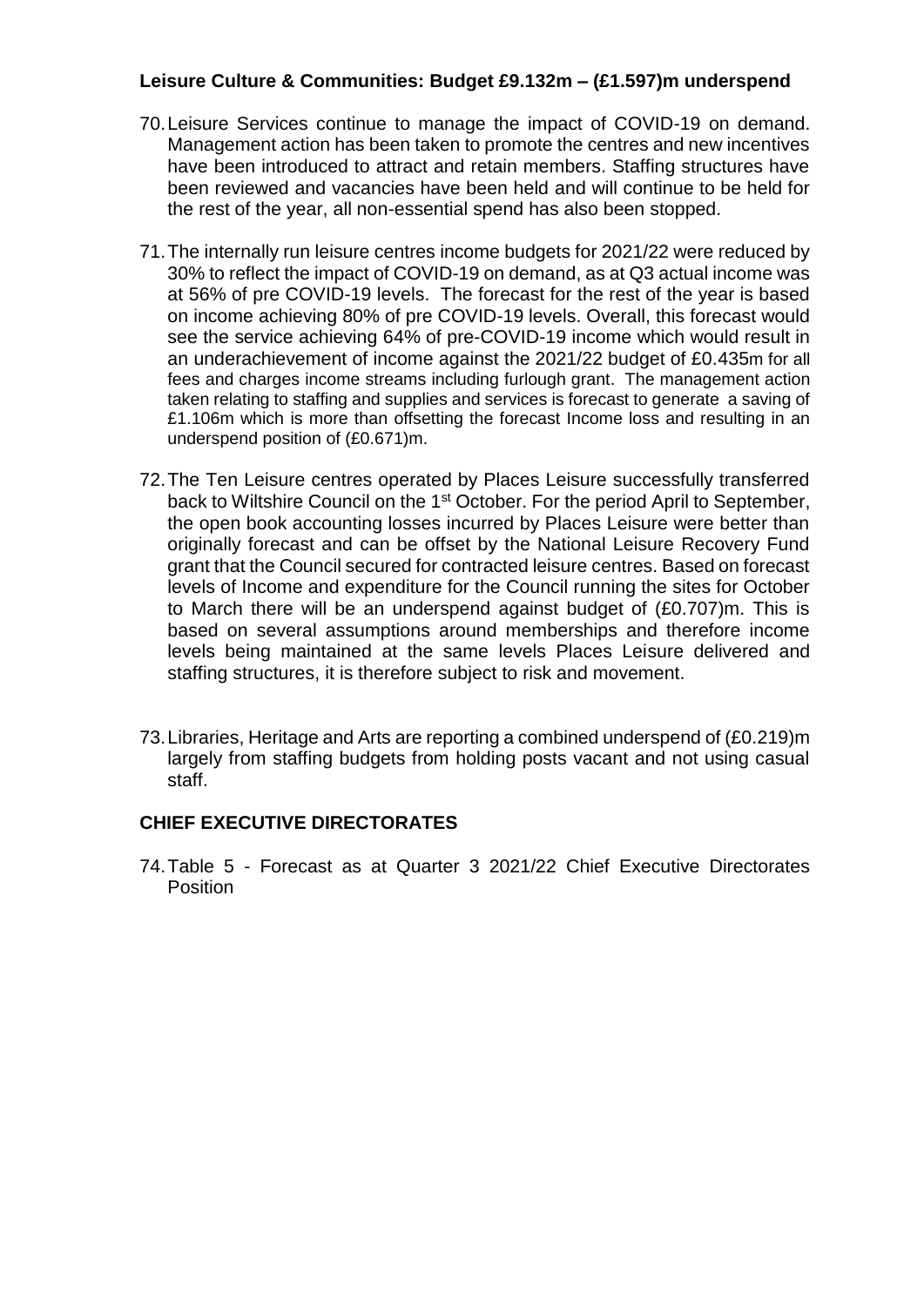**Leisure Culture & Communities: Budget £9.132m – (£1.597)m underspend**

70. Leisure Services continue to manage the impact of COVID-19 on demand. Management action has been taken to promote the centres and new incentives have been introduced to attract and retain members. Staffing structures have been reviewed and vacancies have been held and will continue to be held for the rest of the year, all non-essential spend has also been stopped.

71. The internally run leisure centres income budgets for 2021/22 were reduced by 30% to reflect the impact of COVID-19 on demand, as at Q3 actual income was at 56% of pre COVID-19 levels. The forecast for the rest of the year is based on income achieving 80% of pre COVID-19 levels. Overall, this forecast would see the service achieving 64% of pre-COVID-19 income which would result in an underachievement of income against the 2021/22 budget of £0.435m for all fees and charges income streams including furlough grant. The management action taken relating to staffing and supplies and services is forecast to generate a saving of £1.106m which is more than offsetting the forecast Income loss and resulting in an underspend position of (£0.671)m.

72. The Ten Leisure centres operated by Places Leisure successfully transferred back to Wiltshire Council on the 1st October. For the period April to September, the open book accounting losses incurred by Places Leisure were better than originally forecast and can be offset by the National Leisure Recovery Fund grant that the Council secured for contracted leisure centres. Based on forecast levels of Income and expenditure for the Council running the sites for October to March there will be an underspend against budget of (£0.707)m. This is based on several assumptions around memberships and therefore income levels being maintained at the same levels Places Leisure delivered and staffing structures, it is therefore subject to risk and movement.

73. Libraries, Heritage and Arts are reporting a combined underspend of (£0.219)m largely from staffing budgets from holding posts vacant and not using casual staff.

## CHIEF EXECUTIVE DIRECTORATES

74. Table 5 - Forecast as at Quarter 3 2021/22 Chief Executive Directorates Position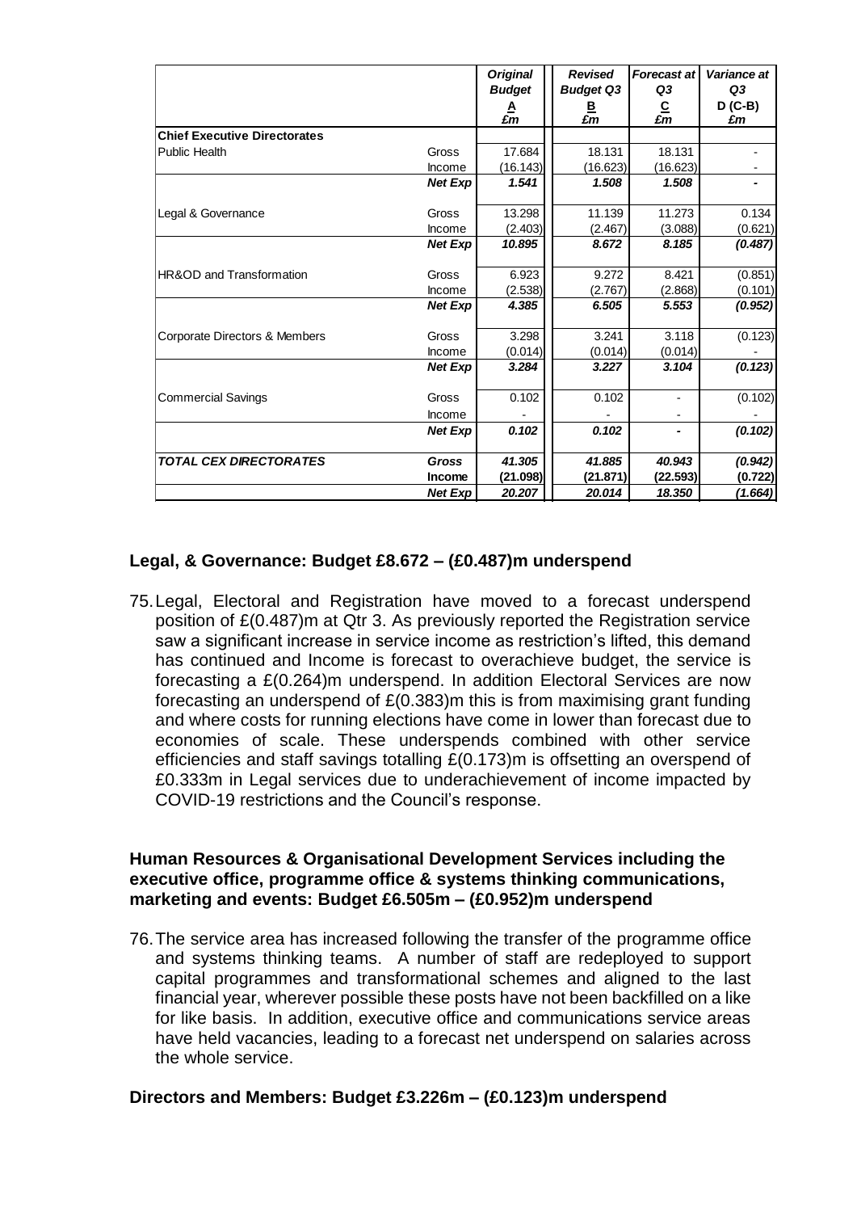| | | Original Budget<br>A<br>£m | Revised Budget Q3<br>B<br>£m | Forecast at Q3<br>C<br>£m | Variance at Q3<br>D (C-B)<br>£m |
|---|---|---|---|---|---|
| **Chief Executive Directorates** | | | | | |
| Public Health | Gross | 17.684 | 18.131 | 18.131 | - |
| | Income | (16.143) | (16.623) | (16.623) | - |
| | ***Net Exp*** | ***1.541*** | ***1.508*** | ***1.508*** | ***-*** |
| Legal & Governance | Gross | 13.298 | 11.139 | 11.273 | 0.134 |
| | Income | (2.403) | (2.467) | (3.088) | (0.621) |
| | ***Net Exp*** | ***10.895*** | ***8.672*** | ***8.185*** | ***(0.487)*** |
| HR&OD and Transformation | Gross | 6.923 | 9.272 | 8.421 | (0.851) |
| | Income | (2.538) | (2.767) | (2.868) | (0.101) |
| | ***Net Exp*** | ***4.385*** | ***6.505*** | ***5.553*** | ***(0.952)*** |
| Corporate Directors & Members | Gross | 3.298 | 3.241 | 3.118 | (0.123) |
| | Income | (0.014) | (0.014) | (0.014) | - |
| | ***Net Exp*** | ***3.284*** | ***3.227*** | ***3.104*** | ***(0.123)*** |
| Commercial Savings | Gross | 0.102 | 0.102 | - | (0.102) |
| | Income | - | - | - | - |
| | ***Net Exp*** | ***0.102*** | ***0.102*** | ***-*** | ***(0.102)*** |
| ***TOTAL CEX DIRECTORATES*** | ***Gross*** | ***41.305*** | ***41.885*** | ***40.943*** | ***(0.942)*** |
| | **Income** | **(21.098)** | **(21.871)** | **(22.593)** | **(0.722)** |
| | ***Net Exp*** | ***20.207*** | ***20.014*** | ***18.350*** | ***(1.664)*** |

**Legal, & Governance: Budget £8.672 – (£0.487)m underspend**

75. Legal, Electoral and Registration have moved to a forecast underspend position of £(0.487)m at Qtr 3. As previously reported the Registration service saw a significant increase in service income as restriction's lifted, this demand has continued and Income is forecast to overachieve budget, the service is forecasting a £(0.264)m underspend. In addition Electoral Services are now forecasting an underspend of £(0.383)m this is from maximising grant funding and where costs for running elections have come in lower than forecast due to economies of scale. These underspends combined with other service efficiencies and staff savings totalling £(0.173)m is offsetting an overspend of £0.333m in Legal services due to underachievement of income impacted by COVID-19 restrictions and the Council's response.

**Human Resources & Organisational Development Services including the executive office, programme office & systems thinking communications, marketing and events: Budget £6.505m – (£0.952)m underspend**

76. The service area has increased following the transfer of the programme office and systems thinking teams. A number of staff are redeployed to support capital programmes and transformational schemes and aligned to the last financial year, wherever possible these posts have not been backfilled on a like for like basis. In addition, executive office and communications service areas have held vacancies, leading to a forecast net underspend on salaries across the whole service.

**Directors and Members: Budget £3.226m – (£0.123)m underspend**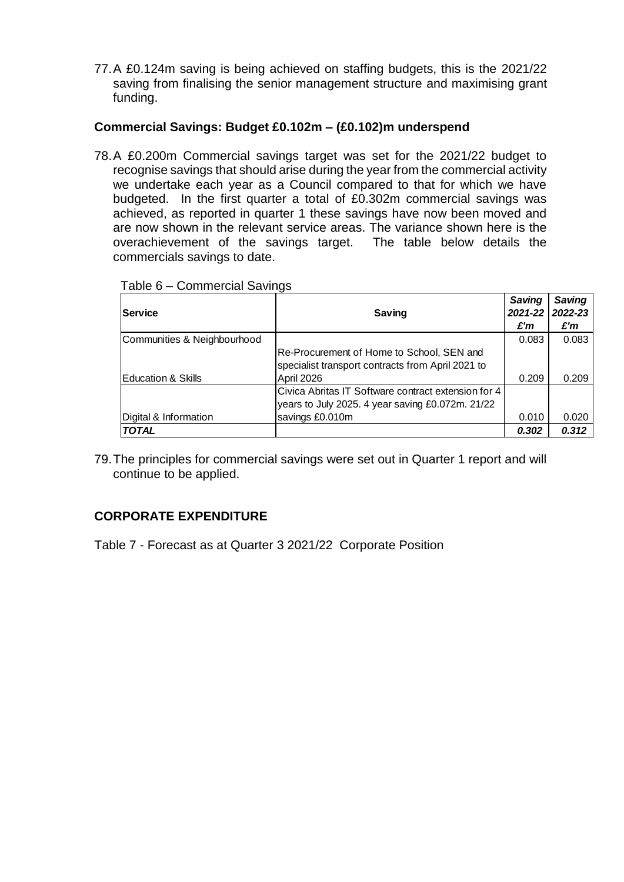77. A £0.124m saving is being achieved on staffing budgets, this is the 2021/22 saving from finalising the senior management structure and maximising grant funding.

**Commercial Savings: Budget £0.102m – (£0.102)m underspend**

78. A £0.200m Commercial savings target was set for the 2021/22 budget to recognise savings that should arise during the year from the commercial activity we undertake each year as a Council compared to that for which we have budgeted. In the first quarter a total of £0.302m commercial savings was achieved, as reported in quarter 1 these savings have now been moved and are now shown in the relevant service areas. The variance shown here is the overachievement of the savings target. The table below details the commercials savings to date.

Table 6 – Commercial Savings

| Service | Saving | *Saving 2021-22 £'m* | *Saving 2022-23 £'m* |
|---|---|---|---|
| Communities & Neighbourhood | | 0.083 | 0.083 |
| Education & Skills | Re-Procurement of Home to School, SEN and specialist transport contracts from April 2021 to April 2026 | 0.209 | 0.209 |
| Digital & Information | Civica Abritas IT Software contract extension for 4 years to July 2025. 4 year saving £0.072m. 21/22 savings £0.010m | 0.010 | 0.020 |
| ***TOTAL*** | | ***0.302*** | ***0.312*** |

79. The principles for commercial savings were set out in Quarter 1 report and will continue to be applied.

## CORPORATE EXPENDITURE

Table 7 - Forecast as at Quarter 3 2021/22 Corporate Position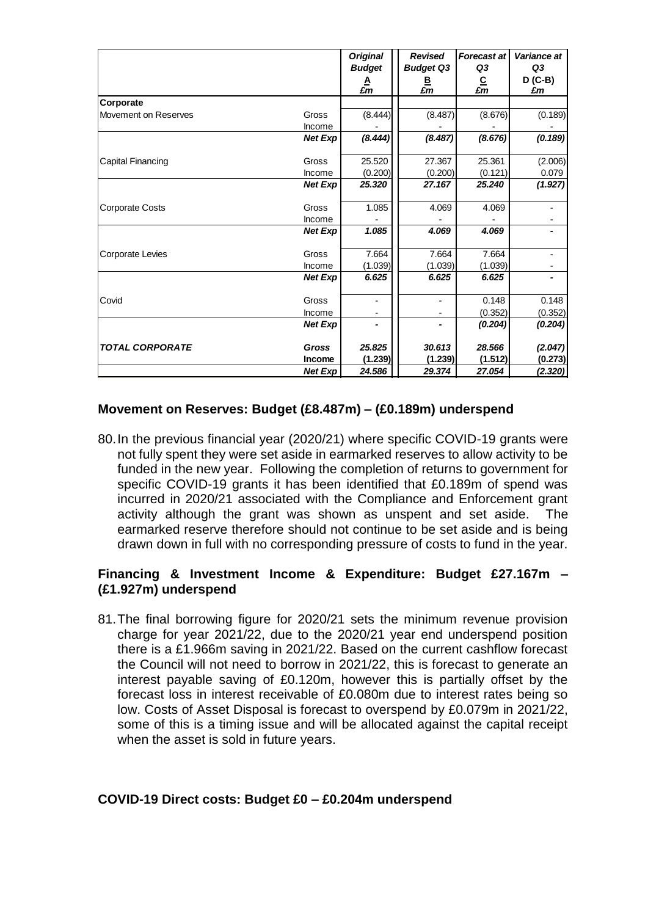| | | Original Budget A £m | Revised Budget Q3 B £m | Forecast at Q3 C £m | Variance at Q3 D (C-B) £m |
|---|---|---|---|---|---|
| **Corporate** | | | | | |
| Movement on Reserves | Gross | (8.444) | (8.487) | (8.676) | (0.189) |
| | Income | - | - | - | - |
| | *Net Exp* | *(8.444)* | *(8.487)* | *(8.676)* | *(0.189)* |
| Capital Financing | Gross | 25.520 | 27.367 | 25.361 | (2.006) |
| | Income | (0.200) | (0.200) | (0.121) | 0.079 |
| | *Net Exp* | *25.320* | *27.167* | *25.240* | *(1.927)* |
| Corporate Costs | Gross | 1.085 | 4.069 | 4.069 | - |
| | Income | - | - | - | - |
| | *Net Exp* | *1.085* | *4.069* | *4.069* | - |
| Corporate Levies | Gross | 7.664 | 7.664 | 7.664 | - |
| | Income | (1.039) | (1.039) | (1.039) | - |
| | *Net Exp* | *6.625* | *6.625* | *6.625* | - |
| Covid | Gross | - | - | 0.148 | 0.148 |
| | Income | - | - | (0.352) | (0.352) |
| | *Net Exp* | - | - | *(0.204)* | *(0.204)* |
| ***TOTAL CORPORATE*** | ***Gross*** | ***25.825*** | ***30.613*** | ***28.566*** | ***(2.047)*** |
| | **Income** | **(1.239)** | **(1.239)** | **(1.512)** | **(0.273)** |
| | ***Net Exp*** | ***24.586*** | ***29.374*** | ***27.054*** | ***(2.320)*** |

### Movement on Reserves: Budget (£8.487m) – (£0.189m) underspend

80. In the previous financial year (2020/21) where specific COVID-19 grants were not fully spent they were set aside in earmarked reserves to allow activity to be funded in the new year. Following the completion of returns to government for specific COVID-19 grants it has been identified that £0.189m of spend was incurred in 2020/21 associated with the Compliance and Enforcement grant activity although the grant was shown as unspent and set aside. The earmarked reserve therefore should not continue to be set aside and is being drawn down in full with no corresponding pressure of costs to fund in the year.

### Financing & Investment Income & Expenditure: Budget £27.167m – (£1.927m) underspend

81. The final borrowing figure for 2020/21 sets the minimum revenue provision charge for year 2021/22, due to the 2020/21 year end underspend position there is a £1.966m saving in 2021/22. Based on the current cashflow forecast the Council will not need to borrow in 2021/22, this is forecast to generate an interest payable saving of £0.120m, however this is partially offset by the forecast loss in interest receivable of £0.080m due to interest rates being so low. Costs of Asset Disposal is forecast to overspend by £0.079m in 2021/22, some of this is a timing issue and will be allocated against the capital receipt when the asset is sold in future years.

### COVID-19 Direct costs: Budget £0 – £0.204m underspend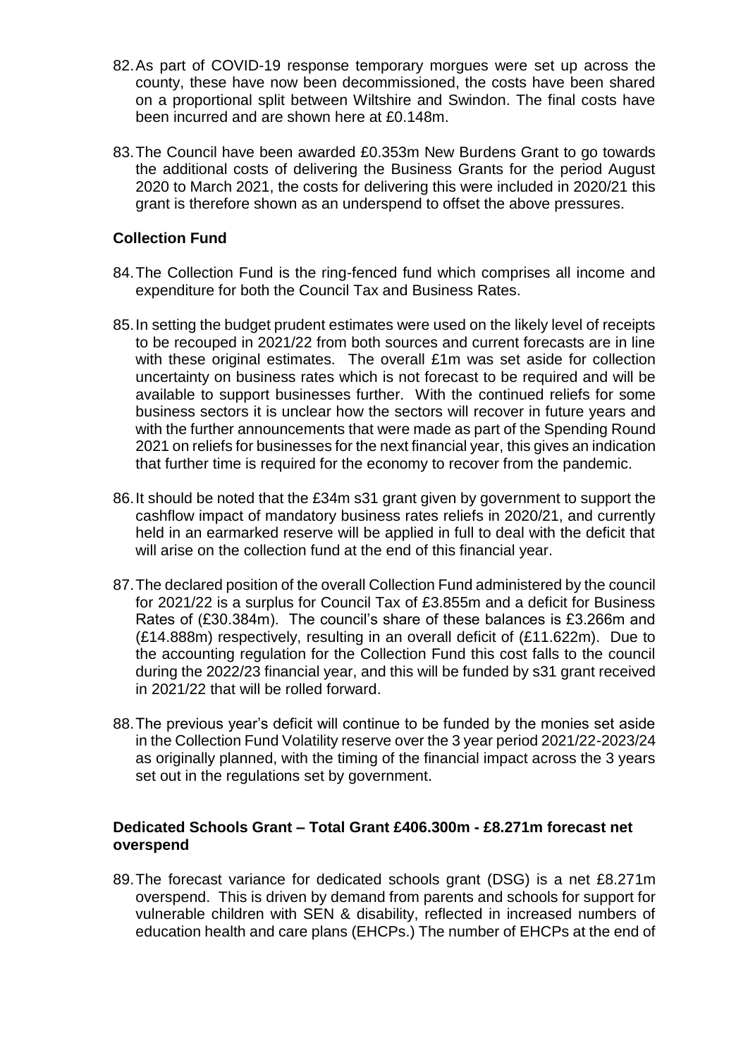82. As part of COVID-19 response temporary morgues were set up across the county, these have now been decommissioned, the costs have been shared on a proportional split between Wiltshire and Swindon. The final costs have been incurred and are shown here at £0.148m.

83. The Council have been awarded £0.353m New Burdens Grant to go towards the additional costs of delivering the Business Grants for the period August 2020 to March 2021, the costs for delivering this were included in 2020/21 this grant is therefore shown as an underspend to offset the above pressures.

**Collection Fund**

84. The Collection Fund is the ring-fenced fund which comprises all income and expenditure for both the Council Tax and Business Rates.

85. In setting the budget prudent estimates were used on the likely level of receipts to be recouped in 2021/22 from both sources and current forecasts are in line with these original estimates. The overall £1m was set aside for collection uncertainty on business rates which is not forecast to be required and will be available to support businesses further. With the continued reliefs for some business sectors it is unclear how the sectors will recover in future years and with the further announcements that were made as part of the Spending Round 2021 on reliefs for businesses for the next financial year, this gives an indication that further time is required for the economy to recover from the pandemic.

86. It should be noted that the £34m s31 grant given by government to support the cashflow impact of mandatory business rates reliefs in 2020/21, and currently held in an earmarked reserve will be applied in full to deal with the deficit that will arise on the collection fund at the end of this financial year.

87. The declared position of the overall Collection Fund administered by the council for 2021/22 is a surplus for Council Tax of £3.855m and a deficit for Business Rates of (£30.384m). The council's share of these balances is £3.266m and (£14.888m) respectively, resulting in an overall deficit of (£11.622m). Due to the accounting regulation for the Collection Fund this cost falls to the council during the 2022/23 financial year, and this will be funded by s31 grant received in 2021/22 that will be rolled forward.

88. The previous year's deficit will continue to be funded by the monies set aside in the Collection Fund Volatility reserve over the 3 year period 2021/22-2023/24 as originally planned, with the timing of the financial impact across the 3 years set out in the regulations set by government.

**Dedicated Schools Grant – Total Grant £406.300m - £8.271m forecast net overspend**

89. The forecast variance for dedicated schools grant (DSG) is a net £8.271m overspend. This is driven by demand from parents and schools for support for vulnerable children with SEN & disability, reflected in increased numbers of education health and care plans (EHCPs.) The number of EHCPs at the end of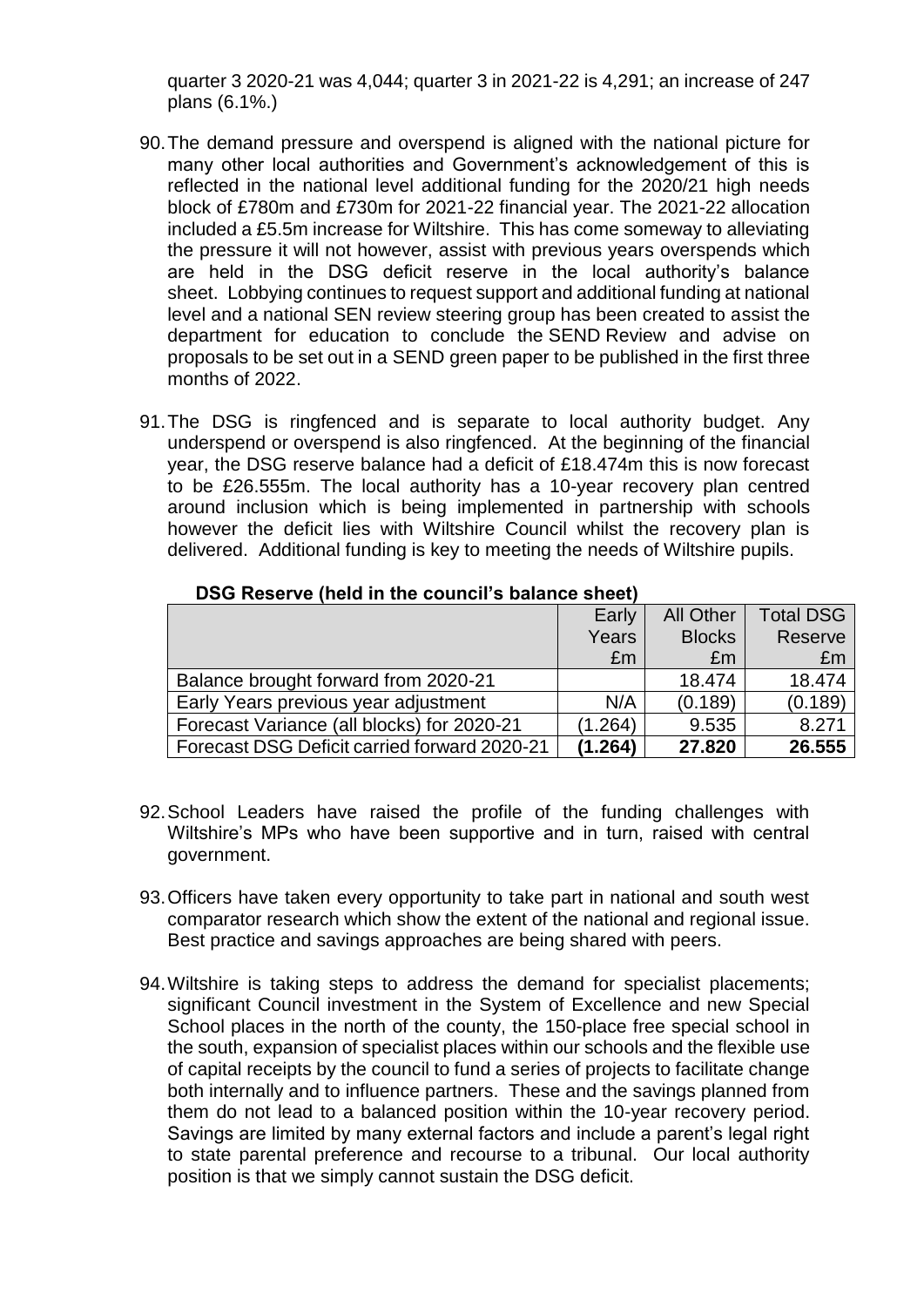quarter 3 2020-21 was 4,044; quarter 3 in 2021-22 is 4,291; an increase of 247 plans (6.1%.)

90. The demand pressure and overspend is aligned with the national picture for many other local authorities and Government's acknowledgement of this is reflected in the national level additional funding for the 2020/21 high needs block of £780m and £730m for 2021-22 financial year. The 2021-22 allocation included a £5.5m increase for Wiltshire. This has come someway to alleviating the pressure it will not however, assist with previous years overspends which are held in the DSG deficit reserve in the local authority's balance sheet. Lobbying continues to request support and additional funding at national level and a national SEN review steering group has been created to assist the department for education to conclude the SEND Review and advise on proposals to be set out in a SEND green paper to be published in the first three months of 2022.

91. The DSG is ringfenced and is separate to local authority budget. Any underspend or overspend is also ringfenced. At the beginning of the financial year, the DSG reserve balance had a deficit of £18.474m this is now forecast to be £26.555m. The local authority has a 10-year recovery plan centred around inclusion which is being implemented in partnership with schools however the deficit lies with Wiltshire Council whilst the recovery plan is delivered. Additional funding is key to meeting the needs of Wiltshire pupils.

**DSG Reserve (held in the council's balance sheet)**

| | Early Years £m | All Other Blocks £m | Total DSG Reserve £m |
|---|---|---|---|
| Balance brought forward from 2020-21 | | 18.474 | 18.474 |
| Early Years previous year adjustment | N/A | (0.189) | (0.189) |
| Forecast Variance (all blocks) for 2020-21 | (1.264) | 9.535 | 8.271 |
| Forecast DSG Deficit carried forward 2020-21 | **(1.264)** | **27.820** | **26.555** |

92. School Leaders have raised the profile of the funding challenges with Wiltshire's MPs who have been supportive and in turn, raised with central government.

93. Officers have taken every opportunity to take part in national and south west comparator research which show the extent of the national and regional issue. Best practice and savings approaches are being shared with peers.

94. Wiltshire is taking steps to address the demand for specialist placements; significant Council investment in the System of Excellence and new Special School places in the north of the county, the 150-place free special school in the south, expansion of specialist places within our schools and the flexible use of capital receipts by the council to fund a series of projects to facilitate change both internally and to influence partners. These and the savings planned from them do not lead to a balanced position within the 10-year recovery period. Savings are limited by many external factors and include a parent's legal right to state parental preference and recourse to a tribunal. Our local authority position is that we simply cannot sustain the DSG deficit.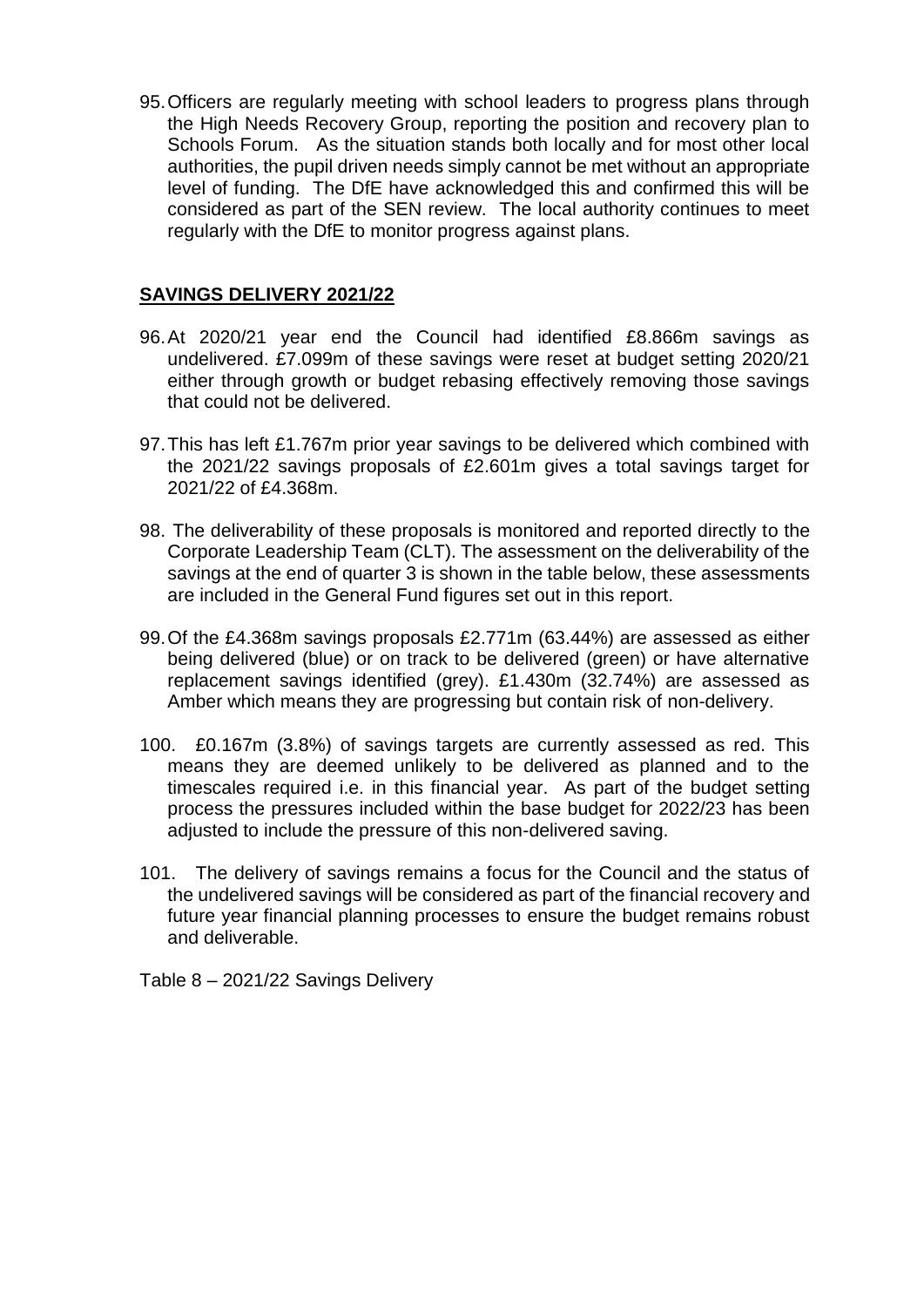95. Officers are regularly meeting with school leaders to progress plans through the High Needs Recovery Group, reporting the position and recovery plan to Schools Forum. As the situation stands both locally and for most other local authorities, the pupil driven needs simply cannot be met without an appropriate level of funding. The DfE have acknowledged this and confirmed this will be considered as part of the SEN review. The local authority continues to meet regularly with the DfE to monitor progress against plans.

## SAVINGS DELIVERY 2021/22

96. At 2020/21 year end the Council had identified £8.866m savings as undelivered. £7.099m of these savings were reset at budget setting 2020/21 either through growth or budget rebasing effectively removing those savings that could not be delivered.

97. This has left £1.767m prior year savings to be delivered which combined with the 2021/22 savings proposals of £2.601m gives a total savings target for 2021/22 of £4.368m.

98. The deliverability of these proposals is monitored and reported directly to the Corporate Leadership Team (CLT). The assessment on the deliverability of the savings at the end of quarter 3 is shown in the table below, these assessments are included in the General Fund figures set out in this report.

99. Of the £4.368m savings proposals £2.771m (63.44%) are assessed as either being delivered (blue) or on track to be delivered (green) or have alternative replacement savings identified (grey). £1.430m (32.74%) are assessed as Amber which means they are progressing but contain risk of non-delivery.

100. £0.167m (3.8%) of savings targets are currently assessed as red. This means they are deemed unlikely to be delivered as planned and to the timescales required i.e. in this financial year. As part of the budget setting process the pressures included within the base budget for 2022/23 has been adjusted to include the pressure of this non-delivered saving.

101. The delivery of savings remains a focus for the Council and the status of the undelivered savings will be considered as part of the financial recovery and future year financial planning processes to ensure the budget remains robust and deliverable.

Table 8 – 2021/22 Savings Delivery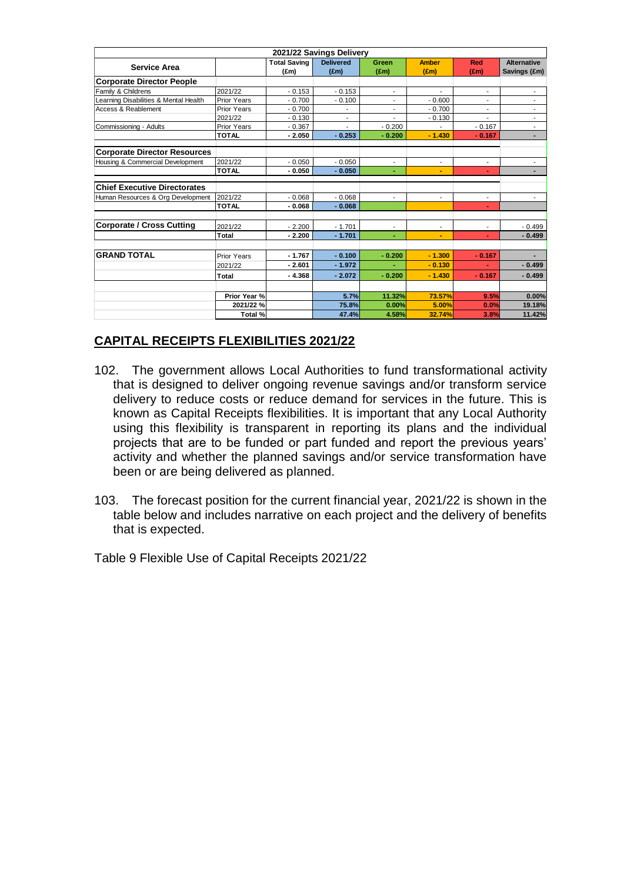| 2021/22 Savings Delivery | | | | | | | |
|---|---|---|---|---|---|---|---|
| **Service Area** | | **Total Saving (£m)** | **Delivered (£m)** | **Green (£m)** | **Amber (£m)** | **Red (£m)** | **Alternative Savings (£m)** |
| **Corporate Director People** | | | | | | | |
| Family & Childrens | 2021/22 | - 0.153 | - 0.153 | - | - | - | - |
| Learning Disabilities & Mental Health | Prior Years | - 0.700 | - 0.100 | - | - 0.600 | - | - |
| Access & Reablement | Prior Years | - 0.700 | - | - | - 0.700 | - | - |
| | 2021/22 | - 0.130 | - | - | - 0.130 | - | - |
| Commissioning - Adults | Prior Years | - 0.367 | - | - 0.200 | - | - 0.167 | - |
| | **TOTAL** | **- 2.050** | **- 0.253** | **- 0.200** | **- 1.430** | **- 0.167** | **-** |
| **Corporate Director Resources** | | | | | | | |
| Housing & Commercial Development | 2021/22 | - 0.050 | - 0.050 | - | - | - | - |
| | **TOTAL** | **- 0.050** | **- 0.050** | **-** | **-** | **-** | **-** |
| **Chief Executive Directorates** | | | | | | | |
| Human Resources & Org Development | 2021/22 | - 0.068 | - 0.068 | - | - | - | - |
| | **TOTAL** | **- 0.068** | **- 0.068** | | | **-** | |
| **Corporate / Cross Cutting** | 2021/22 | - 2.200 | - 1.701 | - | - | - | - 0.499 |
| | **Total** | **- 2.200** | **- 1.701** | **-** | **-** | **-** | **- 0.499** |
| **GRAND TOTAL** | Prior Years | **- 1.767** | **- 0.100** | **- 0.200** | **- 1.300** | **- 0.167** | **-** |
| | 2021/22 | **- 2.601** | **- 1.972** | **-** | **- 0.130** | **-** | **- 0.499** |
| | **Total** | **- 4.368** | **- 2.072** | **- 0.200** | **- 1.430** | **- 0.167** | **- 0.499** |
| | **Prior Year %** | | **5.7%** | **11.32%** | **73.57%** | **9.5%** | **0.00%** |
| | **2021/22 %** | | **75.8%** | **0.00%** | **5.00%** | **0.0%** | **19.18%** |
| | **Total %** | | **47.4%** | **4.58%** | **32.74%** | **3.8%** | **11.42%** |

## CAPITAL RECEIPTS FLEXIBILITIES 2021/22

102. The government allows Local Authorities to fund transformational activity that is designed to deliver ongoing revenue savings and/or transform service delivery to reduce costs or reduce demand for services in the future. This is known as Capital Receipts flexibilities. It is important that any Local Authority using this flexibility is transparent in reporting its plans and the individual projects that are to be funded or part funded and report the previous years' activity and whether the planned savings and/or service transformation have been or are being delivered as planned.

103. The forecast position for the current financial year, 2021/22 is shown in the table below and includes narrative on each project and the delivery of benefits that is expected.

Table 9 Flexible Use of Capital Receipts 2021/22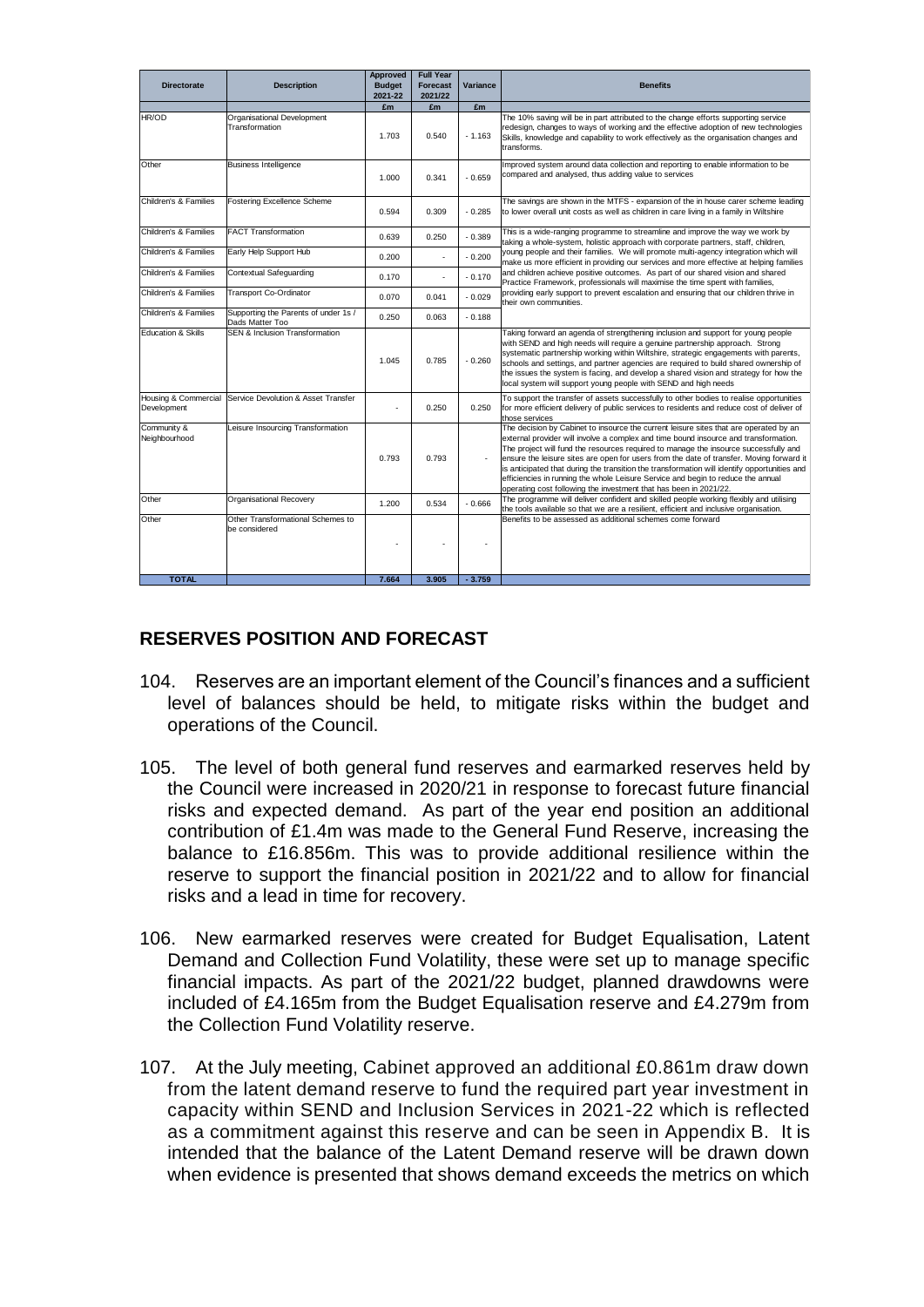| Directorate | Description | Approved Budget 2021-22 | Full Year Forecast 2021/22 | Variance | Benefits |
|---|---|---|---|---|---|
| | | £m | £m | £m | |
| HR/OD | Organisational Development Transformation | 1.703 | 0.540 | - 1.163 | The 10% saving will be in part attributed to the change efforts supporting service redesign, changes to ways of working and the effective adoption of new technologies Skills, knowledge and capability to work effectively as the organisation changes and transforms. |
| Other | Business Intelligence | 1.000 | 0.341 | - 0.659 | Improved system around data collection and reporting to enable information to be compared and analysed, thus adding value to services |
| Children's & Families | Fostering Excellence Scheme | 0.594 | 0.309 | - 0.285 | The savings are shown in the MTFS - expansion of the in house carer scheme leading to lower overall unit costs as well as children in care living in a family in Wiltshire |
| Children's & Families | FACT Transformation | 0.639 | 0.250 | - 0.389 | This is a wide-ranging programme to streamline and improve the way we work by taking a whole-system, holistic approach with corporate partners, staff, children, young people and their families. We will promote multi-agency integration which will make us more efficient in providing our services and more effective at helping families and children achieve positive outcomes. As part of our shared vision and shared Practice Framework, professionals will maximise the time spent with families, providing early support to prevent escalation and ensuring that our children thrive in their own communities. |
| Children's & Families | Early Help Support Hub | 0.200 | - | - 0.200 | |
| Children's & Families | Contextual Safeguarding | 0.170 | - | - 0.170 | |
| Children's & Families | Transport Co-Ordinator | 0.070 | 0.041 | - 0.029 | |
| Children's & Families | Supporting the Parents of under 1s / Dads Matter Too | 0.250 | 0.063 | - 0.188 | |
| Education & Skills | SEN & Inclusion Transformation | 1.045 | 0.785 | - 0.260 | Taking forward an agenda of strengthening inclusion and support for young people with SEND and high needs will require a genuine partnership approach. Strong systematic partnership working within Wiltshire, strategic engagements with parents, schools and settings, and partner agencies are required to build shared ownership of the issues the system is facing, and develop a shared vision and strategy for how the local system will support young people with SEND and high needs |
| Housing & Commercial Development | Service Devolution & Asset Transfer | - | 0.250 | 0.250 | To support the transfer of assets successfully to other bodies to realise opportunities for more efficient delivery of public services to residents and reduce cost of deliver of those services |
| Community & Neighbourhood | Leisure Insourcing Transformation | 0.793 | 0.793 | - | The decision by Cabinet to insource the current leisure sites that are operated by an external provider will involve a complex and time bound insource and transformation. The project will fund the resources required to manage the insource successfully and ensure the leisure sites are open for users from the date of transfer. Moving forward it is anticipated that during the transition the transformation will identify opportunities and efficiencies in running the whole Leisure Service and begin to reduce the annual operating cost following the investment that has been in 2021/22. |
| Other | Organisational Recovery | 1.200 | 0.534 | - 0.666 | The programme will deliver confident and skilled people working flexibly and utilising the tools available so that we are a resilient, efficient and inclusive organisation. |
| Other | Other Transformational Schemes to be considered | - | - | - | Benefits to be assessed as additional schemes come forward |
| **TOTAL** | | **7.664** | **3.905** | **- 3.759** | |

## RESERVES POSITION AND FORECAST

104. Reserves are an important element of the Council's finances and a sufficient level of balances should be held, to mitigate risks within the budget and operations of the Council.

105. The level of both general fund reserves and earmarked reserves held by the Council were increased in 2020/21 in response to forecast future financial risks and expected demand. As part of the year end position an additional contribution of £1.4m was made to the General Fund Reserve, increasing the balance to £16.856m. This was to provide additional resilience within the reserve to support the financial position in 2021/22 and to allow for financial risks and a lead in time for recovery.

106. New earmarked reserves were created for Budget Equalisation, Latent Demand and Collection Fund Volatility, these were set up to manage specific financial impacts. As part of the 2021/22 budget, planned drawdowns were included of £4.165m from the Budget Equalisation reserve and £4.279m from the Collection Fund Volatility reserve.

107. At the July meeting, Cabinet approved an additional £0.861m draw down from the latent demand reserve to fund the required part year investment in capacity within SEND and Inclusion Services in 2021-22 which is reflected as a commitment against this reserve and can be seen in Appendix B. It is intended that the balance of the Latent Demand reserve will be drawn down when evidence is presented that shows demand exceeds the metrics on which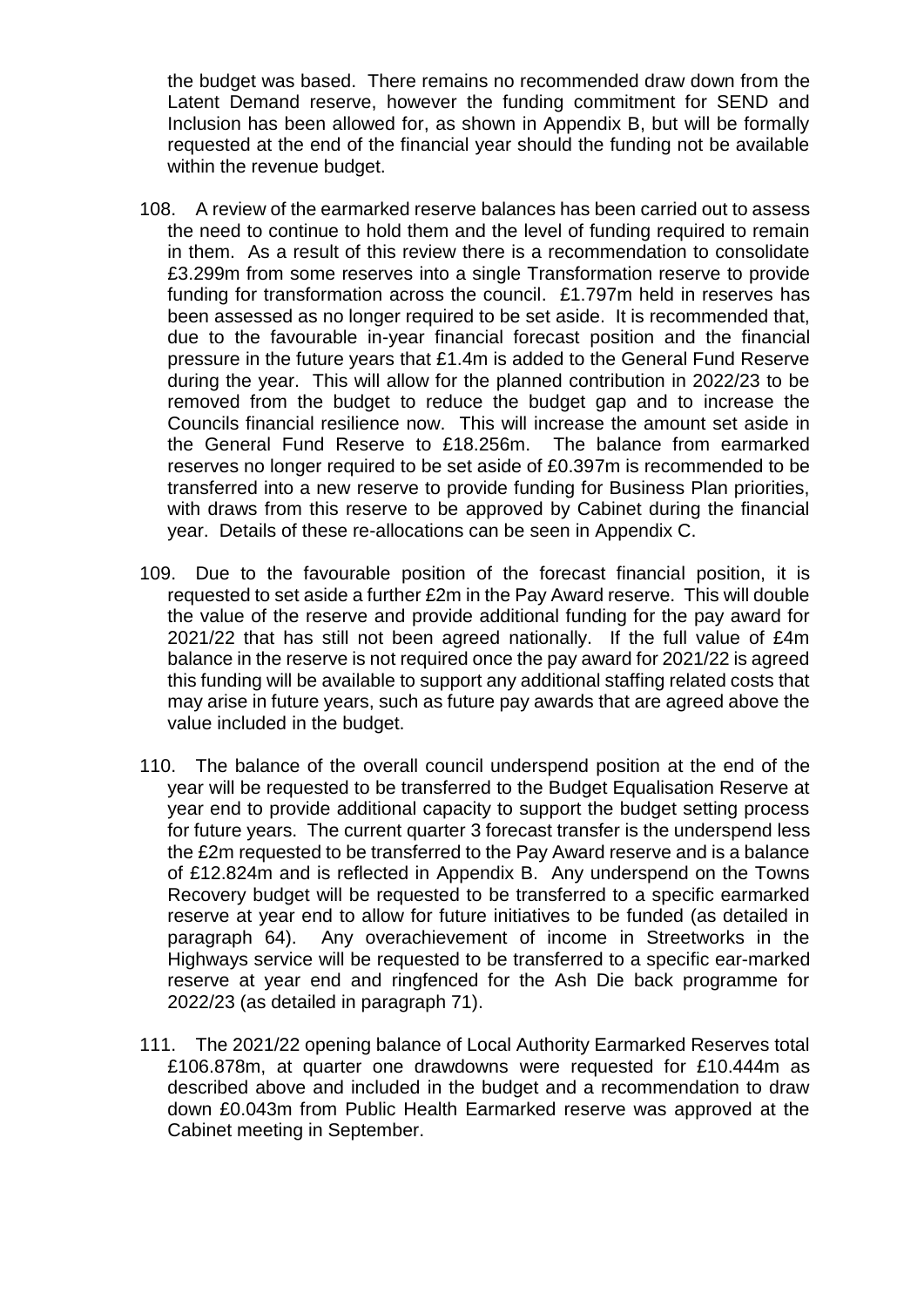the budget was based. There remains no recommended draw down from the Latent Demand reserve, however the funding commitment for SEND and Inclusion has been allowed for, as shown in Appendix B, but will be formally requested at the end of the financial year should the funding not be available within the revenue budget.

108. A review of the earmarked reserve balances has been carried out to assess the need to continue to hold them and the level of funding required to remain in them. As a result of this review there is a recommendation to consolidate £3.299m from some reserves into a single Transformation reserve to provide funding for transformation across the council. £1.797m held in reserves has been assessed as no longer required to be set aside. It is recommended that, due to the favourable in-year financial forecast position and the financial pressure in the future years that £1.4m is added to the General Fund Reserve during the year. This will allow for the planned contribution in 2022/23 to be removed from the budget to reduce the budget gap and to increase the Councils financial resilience now. This will increase the amount set aside in the General Fund Reserve to £18.256m. The balance from earmarked reserves no longer required to be set aside of £0.397m is recommended to be transferred into a new reserve to provide funding for Business Plan priorities, with draws from this reserve to be approved by Cabinet during the financial year. Details of these re-allocations can be seen in Appendix C.

109. Due to the favourable position of the forecast financial position, it is requested to set aside a further £2m in the Pay Award reserve. This will double the value of the reserve and provide additional funding for the pay award for 2021/22 that has still not been agreed nationally. If the full value of £4m balance in the reserve is not required once the pay award for 2021/22 is agreed this funding will be available to support any additional staffing related costs that may arise in future years, such as future pay awards that are agreed above the value included in the budget.

110. The balance of the overall council underspend position at the end of the year will be requested to be transferred to the Budget Equalisation Reserve at year end to provide additional capacity to support the budget setting process for future years. The current quarter 3 forecast transfer is the underspend less the £2m requested to be transferred to the Pay Award reserve and is a balance of £12.824m and is reflected in Appendix B. Any underspend on the Towns Recovery budget will be requested to be transferred to a specific earmarked reserve at year end to allow for future initiatives to be funded (as detailed in paragraph 64). Any overachievement of income in Streetworks in the Highways service will be requested to be transferred to a specific ear-marked reserve at year end and ringfenced for the Ash Die back programme for 2022/23 (as detailed in paragraph 71).

111. The 2021/22 opening balance of Local Authority Earmarked Reserves total £106.878m, at quarter one drawdowns were requested for £10.444m as described above and included in the budget and a recommendation to draw down £0.043m from Public Health Earmarked reserve was approved at the Cabinet meeting in September.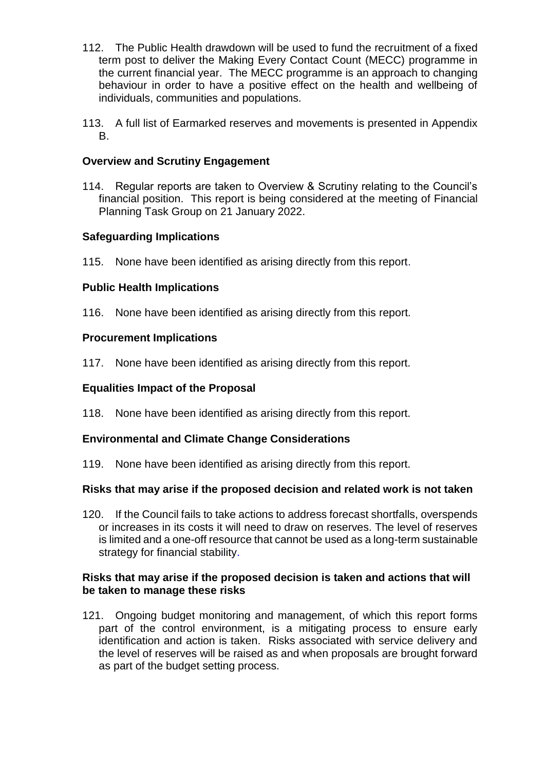112. The Public Health drawdown will be used to fund the recruitment of a fixed term post to deliver the Making Every Contact Count (MECC) programme in the current financial year. The MECC programme is an approach to changing behaviour in order to have a positive effect on the health and wellbeing of individuals, communities and populations.

113. A full list of Earmarked reserves and movements is presented in Appendix B.

**Overview and Scrutiny Engagement**

114. Regular reports are taken to Overview & Scrutiny relating to the Council's financial position. This report is being considered at the meeting of Financial Planning Task Group on 21 January 2022.

**Safeguarding Implications**

115. None have been identified as arising directly from this report.

**Public Health Implications**

116. None have been identified as arising directly from this report.

**Procurement Implications**

117. None have been identified as arising directly from this report.

**Equalities Impact of the Proposal**

118. None have been identified as arising directly from this report.

**Environmental and Climate Change Considerations**

119. None have been identified as arising directly from this report.

**Risks that may arise if the proposed decision and related work is not taken**

120. If the Council fails to take actions to address forecast shortfalls, overspends or increases in its costs it will need to draw on reserves. The level of reserves is limited and a one-off resource that cannot be used as a long-term sustainable strategy for financial stability.

**Risks that may arise if the proposed decision is taken and actions that will be taken to manage these risks**

121. Ongoing budget monitoring and management, of which this report forms part of the control environment, is a mitigating process to ensure early identification and action is taken. Risks associated with service delivery and the level of reserves will be raised as and when proposals are brought forward as part of the budget setting process.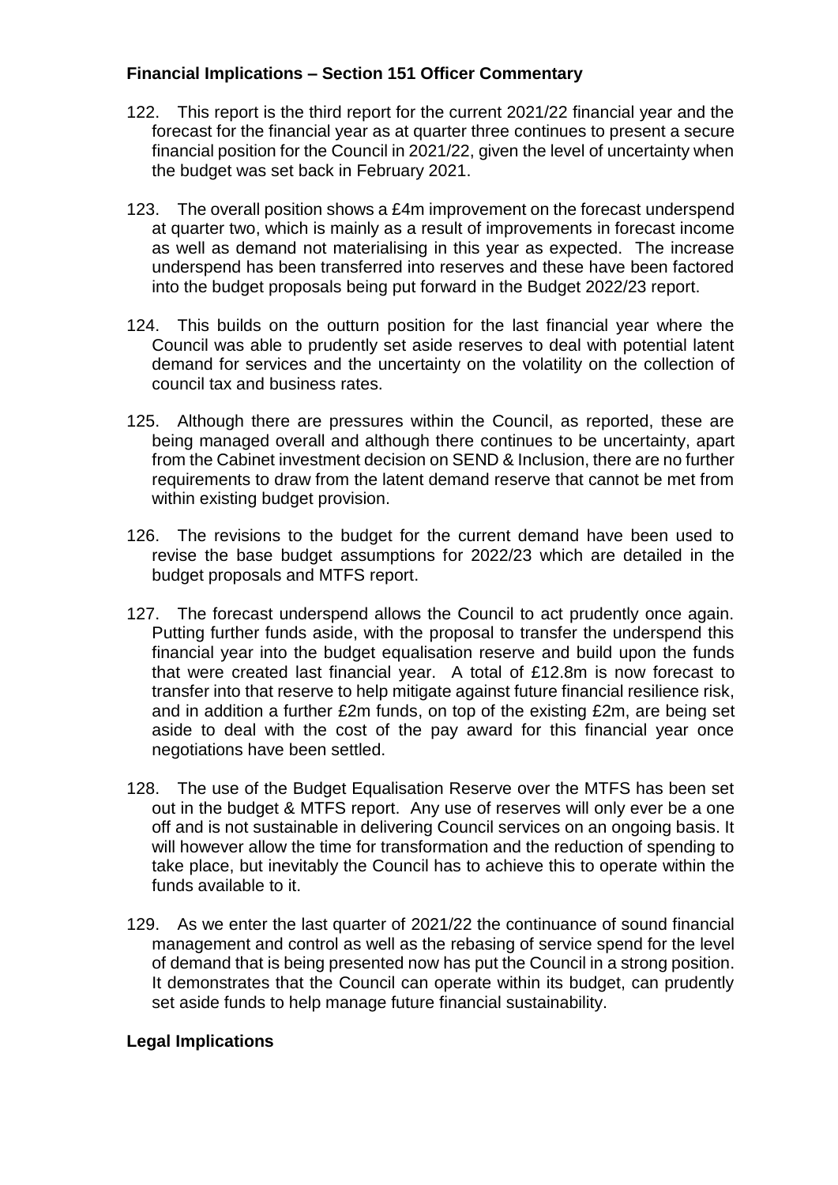### Financial Implications – Section 151 Officer Commentary

122. This report is the third report for the current 2021/22 financial year and the forecast for the financial year as at quarter three continues to present a secure financial position for the Council in 2021/22, given the level of uncertainty when the budget was set back in February 2021.

123. The overall position shows a £4m improvement on the forecast underspend at quarter two, which is mainly as a result of improvements in forecast income as well as demand not materialising in this year as expected. The increase underspend has been transferred into reserves and these have been factored into the budget proposals being put forward in the Budget 2022/23 report.

124. This builds on the outturn position for the last financial year where the Council was able to prudently set aside reserves to deal with potential latent demand for services and the uncertainty on the volatility on the collection of council tax and business rates.

125. Although there are pressures within the Council, as reported, these are being managed overall and although there continues to be uncertainty, apart from the Cabinet investment decision on SEND & Inclusion, there are no further requirements to draw from the latent demand reserve that cannot be met from within existing budget provision.

126. The revisions to the budget for the current demand have been used to revise the base budget assumptions for 2022/23 which are detailed in the budget proposals and MTFS report.

127. The forecast underspend allows the Council to act prudently once again. Putting further funds aside, with the proposal to transfer the underspend this financial year into the budget equalisation reserve and build upon the funds that were created last financial year. A total of £12.8m is now forecast to transfer into that reserve to help mitigate against future financial resilience risk, and in addition a further £2m funds, on top of the existing £2m, are being set aside to deal with the cost of the pay award for this financial year once negotiations have been settled.

128. The use of the Budget Equalisation Reserve over the MTFS has been set out in the budget & MTFS report. Any use of reserves will only ever be a one off and is not sustainable in delivering Council services on an ongoing basis. It will however allow the time for transformation and the reduction of spending to take place, but inevitably the Council has to achieve this to operate within the funds available to it.

129. As we enter the last quarter of 2021/22 the continuance of sound financial management and control as well as the rebasing of service spend for the level of demand that is being presented now has put the Council in a strong position. It demonstrates that the Council can operate within its budget, can prudently set aside funds to help manage future financial sustainability.

### Legal Implications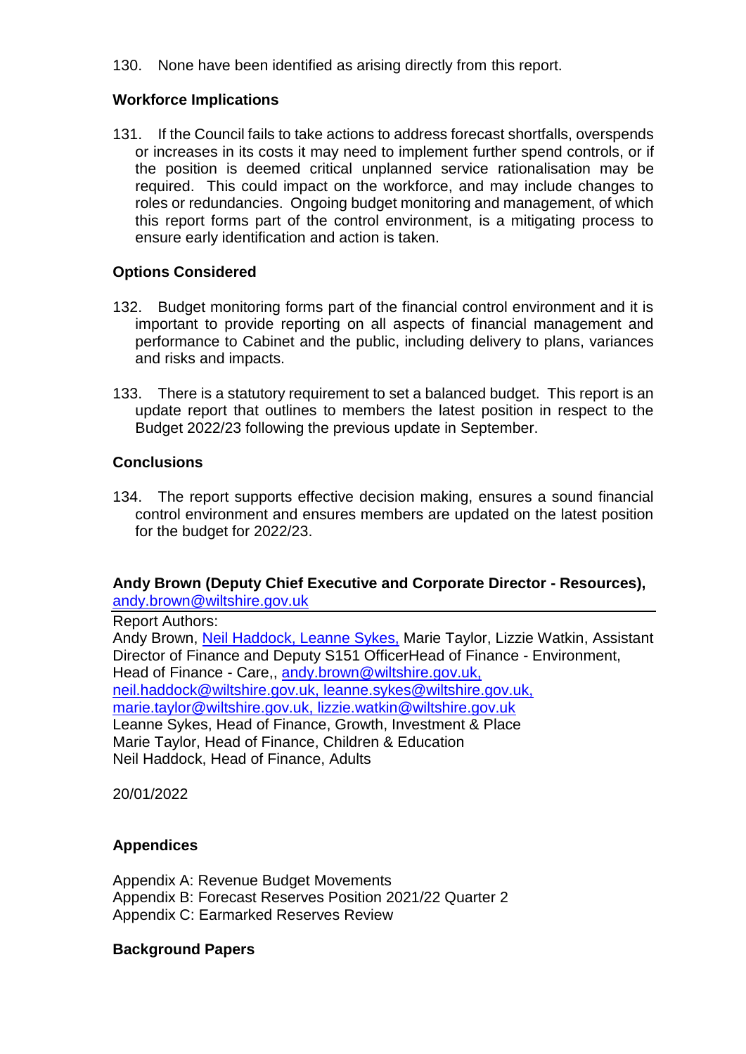130. None have been identified as arising directly from this report.

**Workforce Implications**

131. If the Council fails to take actions to address forecast shortfalls, overspends or increases in its costs it may need to implement further spend controls, or if the position is deemed critical unplanned service rationalisation may be required. This could impact on the workforce, and may include changes to roles or redundancies. Ongoing budget monitoring and management, of which this report forms part of the control environment, is a mitigating process to ensure early identification and action is taken.

**Options Considered**

132. Budget monitoring forms part of the financial control environment and it is important to provide reporting on all aspects of financial management and performance to Cabinet and the public, including delivery to plans, variances and risks and impacts.

133. There is a statutory requirement to set a balanced budget. This report is an update report that outlines to members the latest position in respect to the Budget 2022/23 following the previous update in September.

**Conclusions**

134. The report supports effective decision making, ensures a sound financial control environment and ensures members are updated on the latest position for the budget for 2022/23.

**Andy Brown (Deputy Chief Executive and Corporate Director - Resources),**
andy.brown@wiltshire.gov.uk

Report Authors:
Andy Brown, Neil Haddock, Leanne Sykes, Marie Taylor, Lizzie Watkin, Assistant Director of Finance and Deputy S151 OfficerHead of Finance - Environment, Head of Finance - Care,, andy.brown@wiltshire.gov.uk, neil.haddock@wiltshire.gov.uk, leanne.sykes@wiltshire.gov.uk, marie.taylor@wiltshire.gov.uk, lizzie.watkin@wiltshire.gov.uk
Leanne Sykes, Head of Finance, Growth, Investment & Place
Marie Taylor, Head of Finance, Children & Education
Neil Haddock, Head of Finance, Adults

20/01/2022

**Appendices**

Appendix A: Revenue Budget Movements
Appendix B: Forecast Reserves Position 2021/22 Quarter 2
Appendix C: Earmarked Reserves Review

**Background Papers**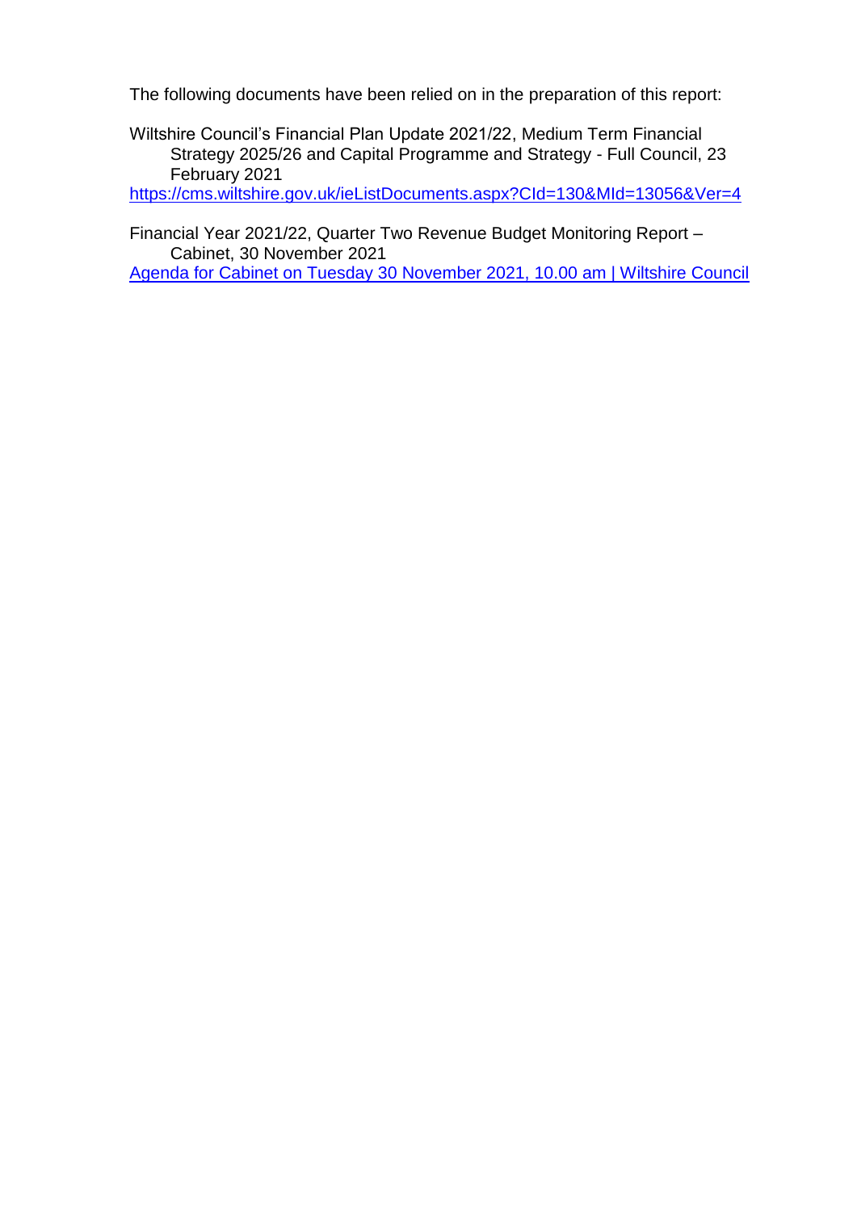The following documents have been relied on in the preparation of this report:

Wiltshire Council's Financial Plan Update 2021/22, Medium Term Financial Strategy 2025/26 and Capital Programme and Strategy - Full Council, 23 February 2021

https://cms.wiltshire.gov.uk/ieListDocuments.aspx?CId=130&MId=13056&Ver=4

Financial Year 2021/22, Quarter Two Revenue Budget Monitoring Report – Cabinet, 30 November 2021

Agenda for Cabinet on Tuesday 30 November 2021, 10.00 am | Wiltshire Council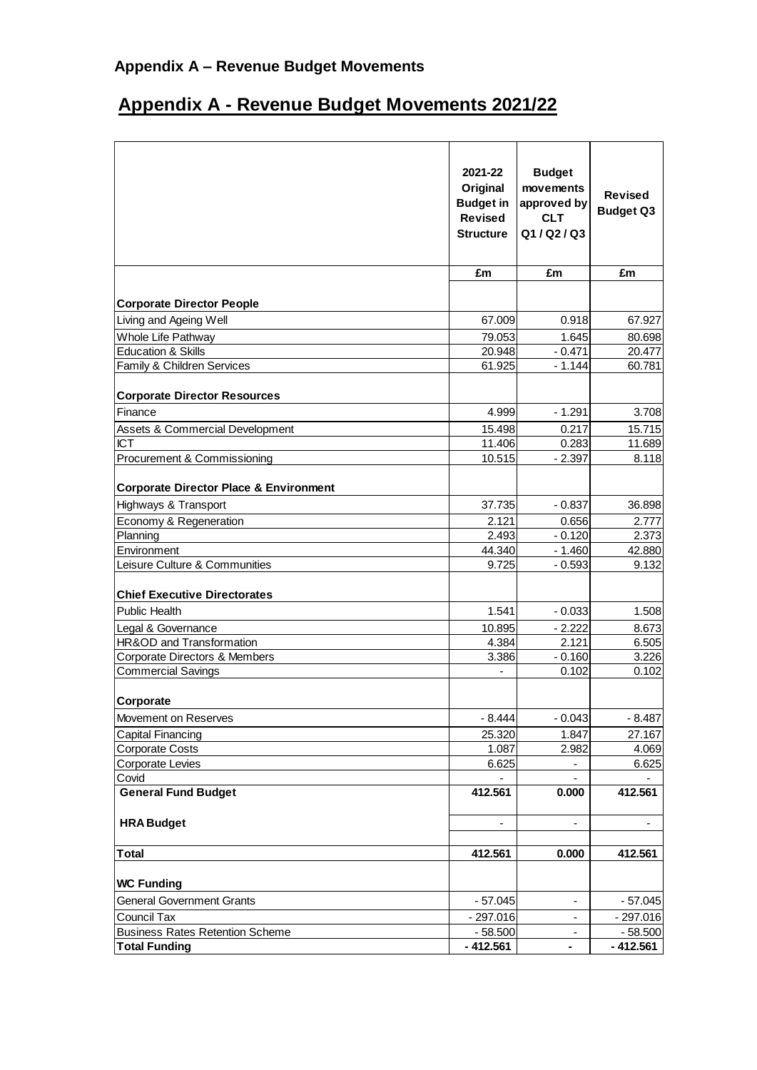## Appendix A – Revenue Budget Movements

# Appendix A - Revenue Budget Movements 2021/22

| | 2021-22 Original Budget in Revised Structure | Budget movements approved by CLT Q1 / Q2 / Q3 | Revised Budget Q3 |
|---|---|---|---|
| | £m | £m | £m |
| **Corporate Director People** | | | |
| Living and Ageing Well | 67.009 | 0.918 | 67.927 |
| Whole Life Pathway | 79.053 | 1.645 | 80.698 |
| Education & Skills | 20.948 | - 0.471 | 20.477 |
| Family & Children Services | 61.925 | - 1.144 | 60.781 |
| **Corporate Director Resources** | | | |
| Finance | 4.999 | - 1.291 | 3.708 |
| Assets & Commercial Development | 15.498 | 0.217 | 15.715 |
| ICT | 11.406 | 0.283 | 11.689 |
| Procurement & Commissioning | 10.515 | - 2.397 | 8.118 |
| **Corporate Director Place & Environment** | | | |
| Highways & Transport | 37.735 | - 0.837 | 36.898 |
| Economy & Regeneration | 2.121 | 0.656 | 2.777 |
| Planning | 2.493 | - 0.120 | 2.373 |
| Environment | 44.340 | - 1.460 | 42.880 |
| Leisure Culture & Communities | 9.725 | - 0.593 | 9.132 |
| **Chief Executive Directorates** | | | |
| Public Health | 1.541 | - 0.033 | 1.508 |
| Legal & Governance | 10.895 | - 2.222 | 8.673 |
| HR&OD and Transformation | 4.384 | 2.121 | 6.505 |
| Corporate Directors & Members | 3.386 | - 0.160 | 3.226 |
| Commercial Savings | - | 0.102 | 0.102 |
| **Corporate** | | | |
| Movement on Reserves | - 8.444 | - 0.043 | - 8.487 |
| Capital Financing | 25.320 | 1.847 | 27.167 |
| Corporate Costs | 1.087 | 2.982 | 4.069 |
| Corporate Levies | 6.625 | - | 6.625 |
| Covid | - | - | - |
| **General Fund Budget** | **412.561** | **0.000** | **412.561** |
| **HRA Budget** | - | - | - |
| **Total** | **412.561** | **0.000** | **412.561** |
| **WC Funding** | | | |
| General Government Grants | - 57.045 | - | - 57.045 |
| Council Tax | - 297.016 | - | - 297.016 |
| Business Rates Retention Scheme | - 58.500 | - | - 58.500 |
| **Total Funding** | **- 412.561** | **-** | **- 412.561** |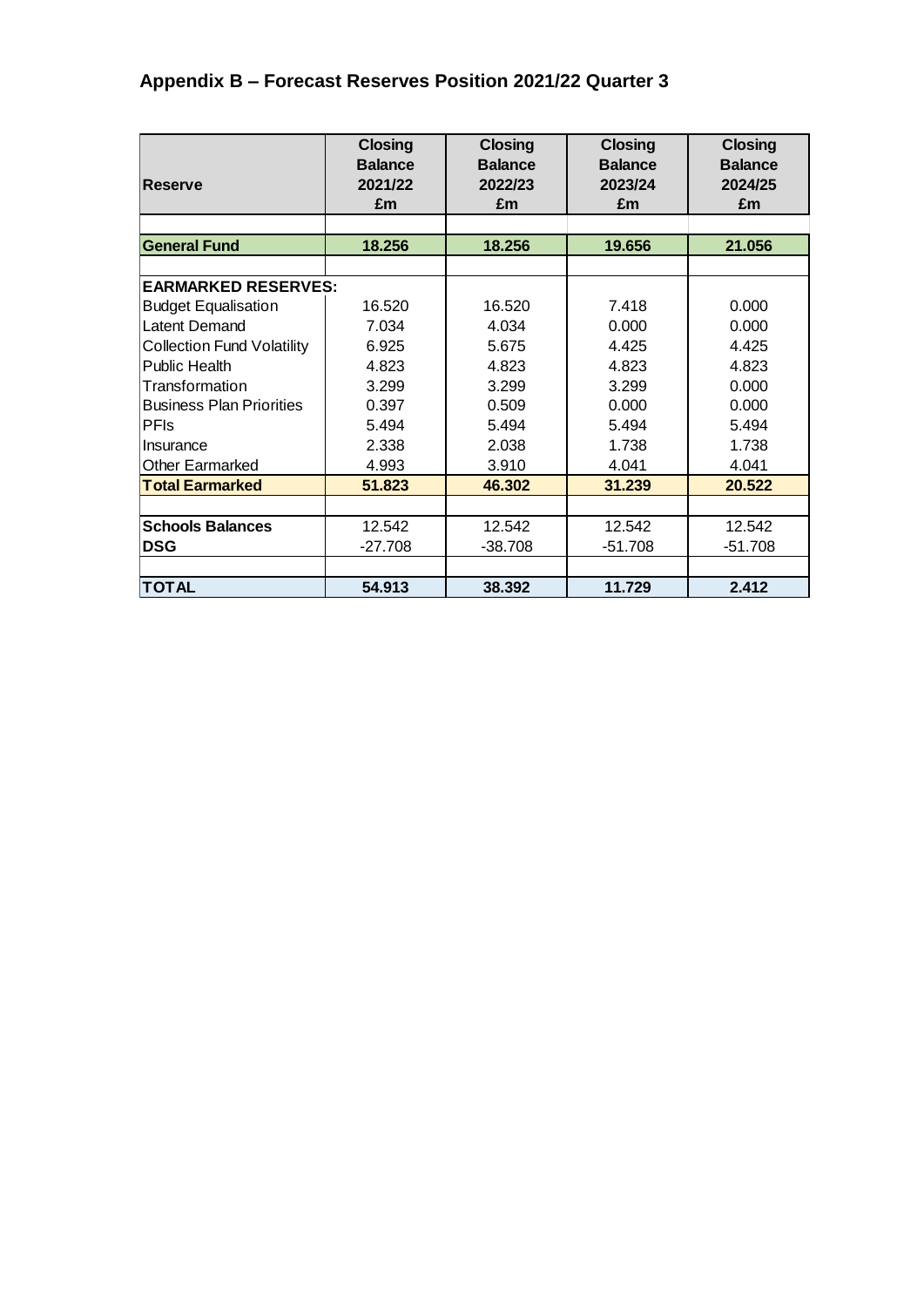## Appendix B – Forecast Reserves Position 2021/22 Quarter 3

| Reserve | Closing Balance 2021/22 £m | Closing Balance 2022/23 £m | Closing Balance 2023/24 £m | Closing Balance 2024/25 £m |
|---|---|---|---|---|
| | | | | |
| **General Fund** | **18.256** | **18.256** | **19.656** | **21.056** |
| | | | | |
| **EARMARKED RESERVES:** | | | | |
| Budget Equalisation | 16.520 | 16.520 | 7.418 | 0.000 |
| Latent Demand | 7.034 | 4.034 | 0.000 | 0.000 |
| Collection Fund Volatility | 6.925 | 5.675 | 4.425 | 4.425 |
| Public Health | 4.823 | 4.823 | 4.823 | 4.823 |
| Transformation | 3.299 | 3.299 | 3.299 | 0.000 |
| Business Plan Priorities | 0.397 | 0.509 | 0.000 | 0.000 |
| PFIs | 5.494 | 5.494 | 5.494 | 5.494 |
| Insurance | 2.338 | 2.038 | 1.738 | 1.738 |
| Other Earmarked | 4.993 | 3.910 | 4.041 | 4.041 |
| **Total Earmarked** | **51.823** | **46.302** | **31.239** | **20.522** |
| | | | | |
| **Schools Balances** | 12.542 | 12.542 | 12.542 | 12.542 |
| **DSG** | -27.708 | -38.708 | -51.708 | -51.708 |
| | | | | |
| **TOTAL** | **54.913** | **38.392** | **11.729** | **2.412** |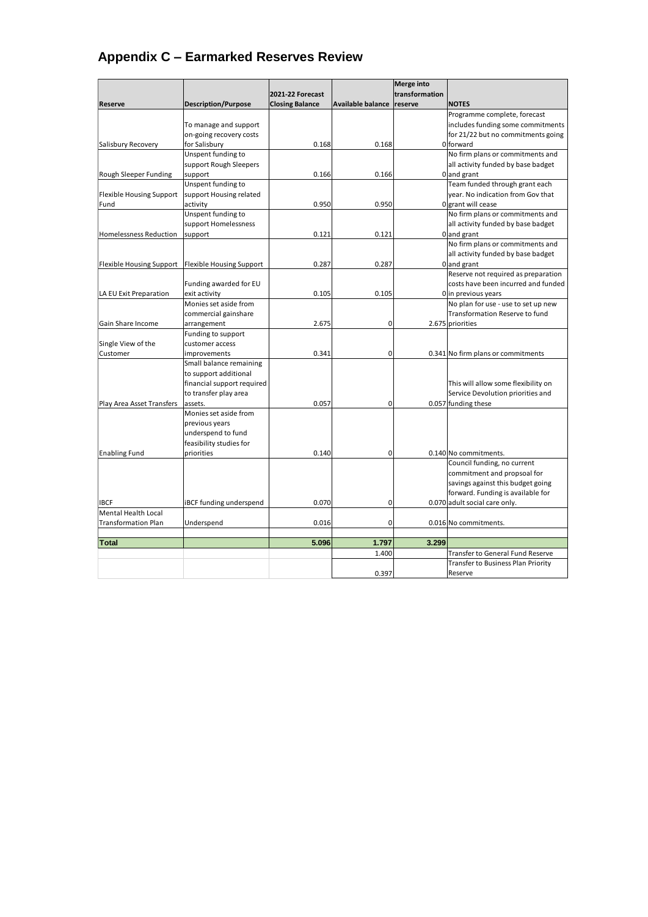# Appendix C – Earmarked Reserves Review

| Reserve | Description/Purpose | 2021-22 Forecast Closing Balance | Available balance | Merge into transformation reserve | NOTES |
|---|---|---|---|---|---|
| Salisbury Recovery | To manage and support on-going recovery costs for Salisbury | 0.168 | 0.168 | 0 | Programme complete, forecast includes funding some commitments for 21/22 but no commitments going forward |
| Rough Sleeper Funding | Unspent funding to support Rough Sleepers support | 0.166 | 0.166 | 0 | No firm plans or commitments and all activity funded by base badget and grant |
| Flexible Housing Support Fund | Unspent funding to support Housing related activity | 0.950 | 0.950 | 0 | Team funded through grant each year. No indication from Gov that grant will cease |
| Homelessness Reduction | Unspent funding to support Homelessness support | 0.121 | 0.121 | 0 | No firm plans or commitments and all activity funded by base badget and grant |
| Flexible Housing Support | Flexible Housing Support | 0.287 | 0.287 | 0 | No firm plans or commitments and all activity funded by base badget and grant |
| LA EU Exit Preparation | Funding awarded for EU exit activity | 0.105 | 0.105 | 0 | Reserve not required as preparation costs have been incurred and funded in previous years |
| Gain Share Income | Monies set aside from commercial gainshare arrangement | 2.675 | 0 | 2.675 | No plan for use - use to set up new Transformation Reserve to fund priorities |
| Single View of the Customer | Funding to support customer access improvements | 0.341 | 0 | 0.341 | No firm plans or commitments |
| Play Area Asset Transfers | Small balance remaining to support additional financial support required to transfer play area assets. | 0.057 | 0 | 0.057 | This will allow some flexibility on Service Devolution priorities and funding these |
| Enabling Fund | Monies set aside from previous years underspend to fund feasibility studies for priorities | 0.140 | 0 | 0.140 | No commitments. |
| IBCF | iBCF funding underspend | 0.070 | 0 | 0.070 | Council funding, no current commitment and propsoal for savings against this budget going forward. Funding is available for adult social care only. |
| Mental Health Local Transformation Plan | Underspend | 0.016 | 0 | 0.016 | No commitments. |
| **Total** | | **5.096** | **1.797** | **3.299** | |
| | | | 1.400 | | Transfer to General Fund Reserve |
| | | | 0.397 | | Transfer to Business Plan Priority Reserve |